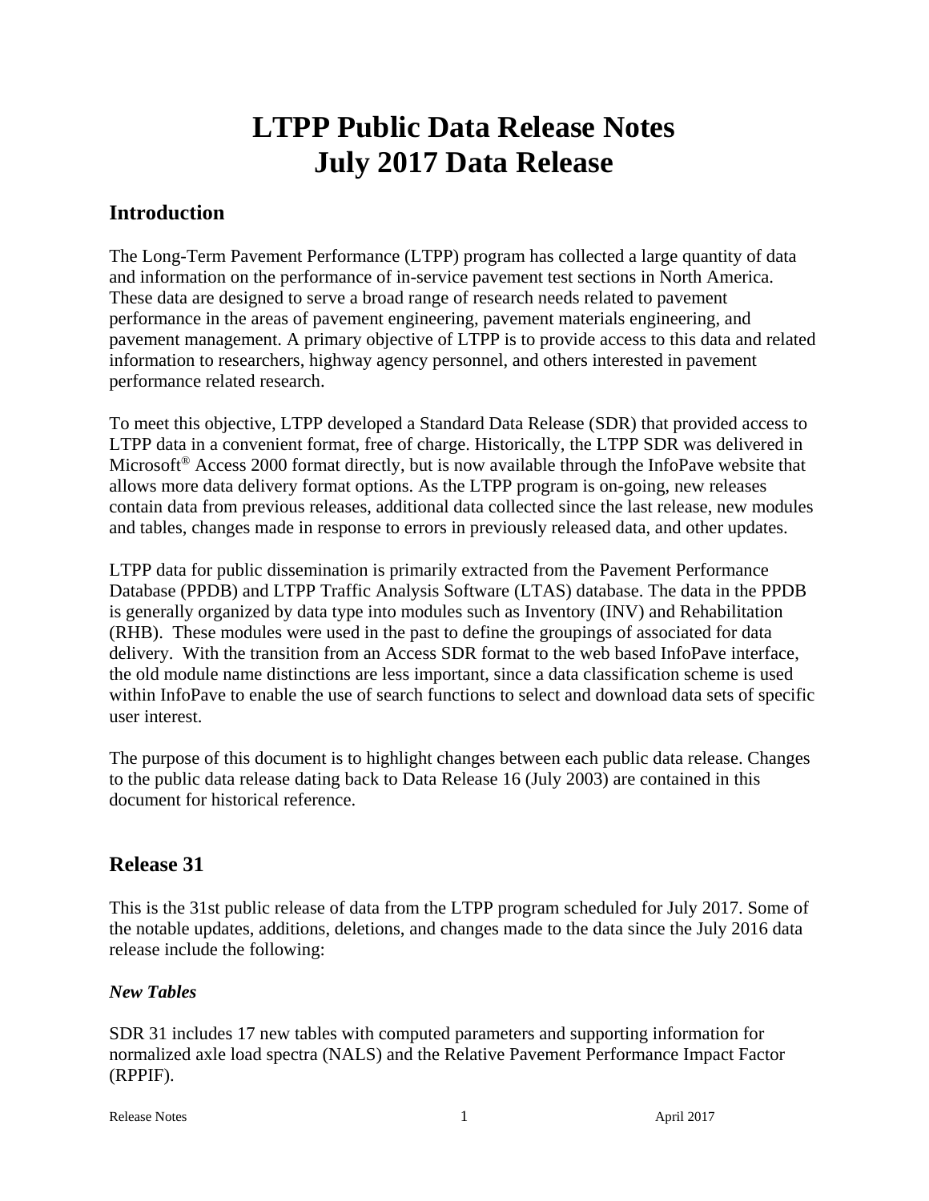# LTPP Public Data Release Notes
# July 2017 Data Release

## Introduction

The Long-Term Pavement Performance (LTPP) program has collected a large quantity of data and information on the performance of in-service pavement test sections in North America. These data are designed to serve a broad range of research needs related to pavement performance in the areas of pavement engineering, pavement materials engineering, and pavement management. A primary objective of LTPP is to provide access to this data and related information to researchers, highway agency personnel, and others interested in pavement performance related research.

To meet this objective, LTPP developed a Standard Data Release (SDR) that provided access to LTPP data in a convenient format, free of charge. Historically, the LTPP SDR was delivered in Microsoft® Access 2000 format directly, but is now available through the InfoPave website that allows more data delivery format options. As the LTPP program is on-going, new releases contain data from previous releases, additional data collected since the last release, new modules and tables, changes made in response to errors in previously released data, and other updates.

LTPP data for public dissemination is primarily extracted from the Pavement Performance Database (PPDB) and LTPP Traffic Analysis Software (LTAS) database. The data in the PPDB is generally organized by data type into modules such as Inventory (INV) and Rehabilitation (RHB). These modules were used in the past to define the groupings of associated for data delivery. With the transition from an Access SDR format to the web based InfoPave interface, the old module name distinctions are less important, since a data classification scheme is used within InfoPave to enable the use of search functions to select and download data sets of specific user interest.

The purpose of this document is to highlight changes between each public data release. Changes to the public data release dating back to Data Release 16 (July 2003) are contained in this document for historical reference.

## Release 31

This is the 31st public release of data from the LTPP program scheduled for July 2017. Some of the notable updates, additions, deletions, and changes made to the data since the July 2016 data release include the following:

### *New Tables*

SDR 31 includes 17 new tables with computed parameters and supporting information for normalized axle load spectra (NALS) and the Relative Pavement Performance Impact Factor (RPPIF).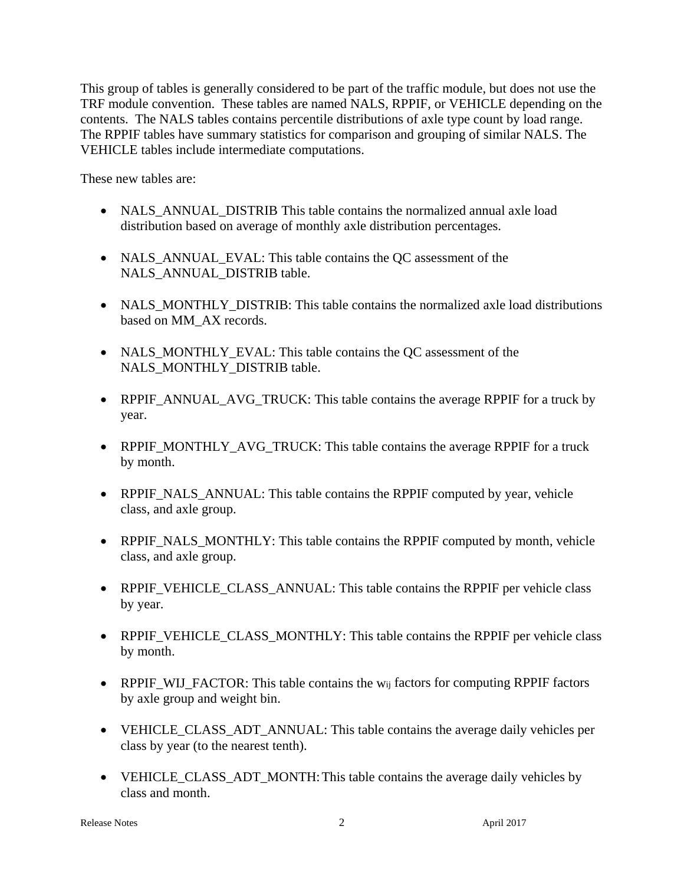This group of tables is generally considered to be part of the traffic module, but does not use the TRF module convention. These tables are named NALS, RPPIF, or VEHICLE depending on the contents. The NALS tables contains percentile distributions of axle type count by load range. The RPPIF tables have summary statistics for comparison and grouping of similar NALS. The VEHICLE tables include intermediate computations.

These new tables are:

- NALS_ANNUAL_DISTRIB This table contains the normalized annual axle load distribution based on average of monthly axle distribution percentages.
- NALS_ANNUAL_EVAL: This table contains the QC assessment of the NALS_ANNUAL_DISTRIB table.
- NALS_MONTHLY_DISTRIB: This table contains the normalized axle load distributions based on MM_AX records.
- NALS_MONTHLY_EVAL: This table contains the QC assessment of the NALS_MONTHLY_DISTRIB table.
- RPPIF_ANNUAL_AVG_TRUCK: This table contains the average RPPIF for a truck by year.
- RPPIF_MONTHLY_AVG_TRUCK: This table contains the average RPPIF for a truck by month.
- RPPIF_NALS_ANNUAL: This table contains the RPPIF computed by year, vehicle class, and axle group.
- RPPIF_NALS_MONTHLY: This table contains the RPPIF computed by month, vehicle class, and axle group.
- RPPIF_VEHICLE_CLASS_ANNUAL: This table contains the RPPIF per vehicle class by year.
- RPPIF_VEHICLE_CLASS_MONTHLY: This table contains the RPPIF per vehicle class by month.
- RPPIF_WIJ_FACTOR: This table contains the $w_{ij}$ factors for computing RPPIF factors by axle group and weight bin.
- VEHICLE_CLASS_ADT_ANNUAL: This table contains the average daily vehicles per class by year (to the nearest tenth).
- VEHICLE_CLASS_ADT_MONTH: This table contains the average daily vehicles by class and month.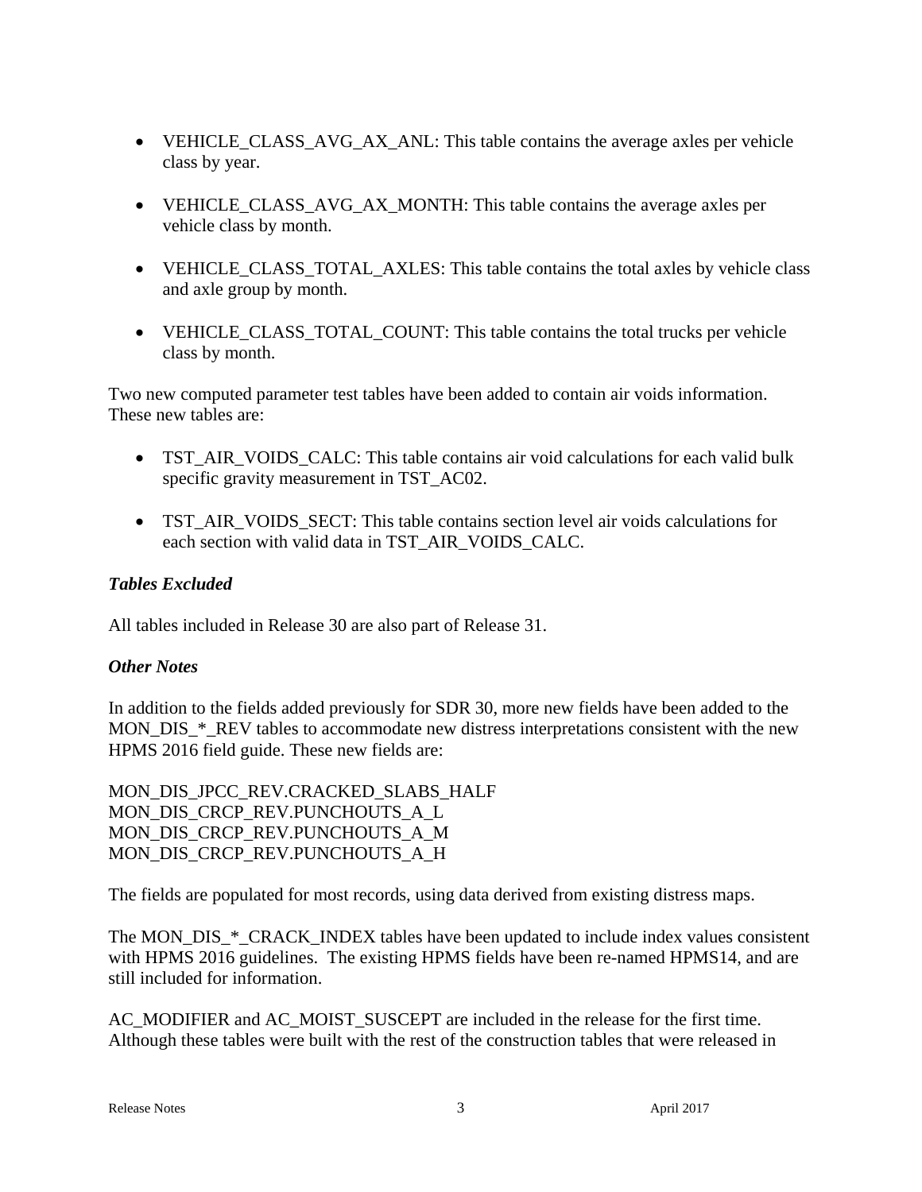- VEHICLE_CLASS_AVG_AX_ANL: This table contains the average axles per vehicle class by year.

- VEHICLE_CLASS_AVG_AX_MONTH: This table contains the average axles per vehicle class by month.

- VEHICLE_CLASS_TOTAL_AXLES: This table contains the total axles by vehicle class and axle group by month.

- VEHICLE_CLASS_TOTAL_COUNT: This table contains the total trucks per vehicle class by month.

Two new computed parameter test tables have been added to contain air voids information. These new tables are:

- TST_AIR_VOIDS_CALC: This table contains air void calculations for each valid bulk specific gravity measurement in TST_AC02.

- TST_AIR_VOIDS_SECT: This table contains section level air voids calculations for each section with valid data in TST_AIR_VOIDS_CALC.

***Tables Excluded***

All tables included in Release 30 are also part of Release 31.

***Other Notes***

In addition to the fields added previously for SDR 30, more new fields have been added to the MON_DIS_*_REV tables to accommodate new distress interpretations consistent with the new HPMS 2016 field guide. These new fields are:

MON_DIS_JPCC_REV.CRACKED_SLABS_HALF
MON_DIS_CRCP_REV.PUNCHOUTS_A_L
MON_DIS_CRCP_REV.PUNCHOUTS_A_M
MON_DIS_CRCP_REV.PUNCHOUTS_A_H

The fields are populated for most records, using data derived from existing distress maps.

The MON_DIS_*_CRACK_INDEX tables have been updated to include index values consistent with HPMS 2016 guidelines. The existing HPMS fields have been re-named HPMS14, and are still included for information.

AC_MODIFIER and AC_MOIST_SUSCEPT are included in the release for the first time. Although these tables were built with the rest of the construction tables that were released in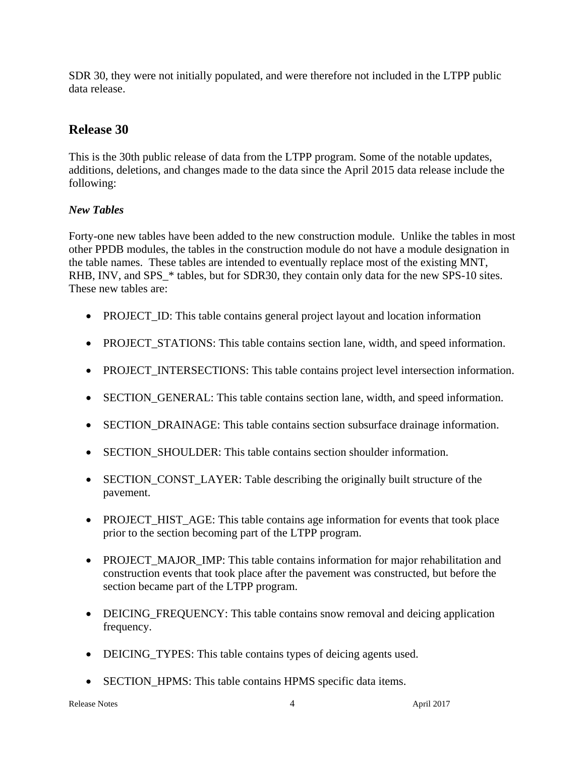SDR 30, they were not initially populated, and were therefore not included in the LTPP public data release.

## Release 30

This is the 30th public release of data from the LTPP program. Some of the notable updates, additions, deletions, and changes made to the data since the April 2015 data release include the following:

### *New Tables*

Forty-one new tables have been added to the new construction module. Unlike the tables in most other PPDB modules, the tables in the construction module do not have a module designation in the table names. These tables are intended to eventually replace most of the existing MNT, RHB, INV, and SPS_* tables, but for SDR30, they contain only data for the new SPS-10 sites. These new tables are:

- PROJECT_ID: This table contains general project layout and location information
- PROJECT_STATIONS: This table contains section lane, width, and speed information.
- PROJECT_INTERSECTIONS: This table contains project level intersection information.
- SECTION_GENERAL: This table contains section lane, width, and speed information.
- SECTION_DRAINAGE: This table contains section subsurface drainage information.
- SECTION_SHOULDER: This table contains section shoulder information.
- SECTION_CONST_LAYER: Table describing the originally built structure of the pavement.
- PROJECT_HIST_AGE: This table contains age information for events that took place prior to the section becoming part of the LTPP program.
- PROJECT_MAJOR_IMP: This table contains information for major rehabilitation and construction events that took place after the pavement was constructed, but before the section became part of the LTPP program.
- DEICING_FREQUENCY: This table contains snow removal and deicing application frequency.
- DEICING_TYPES: This table contains types of deicing agents used.
- SECTION_HPMS: This table contains HPMS specific data items.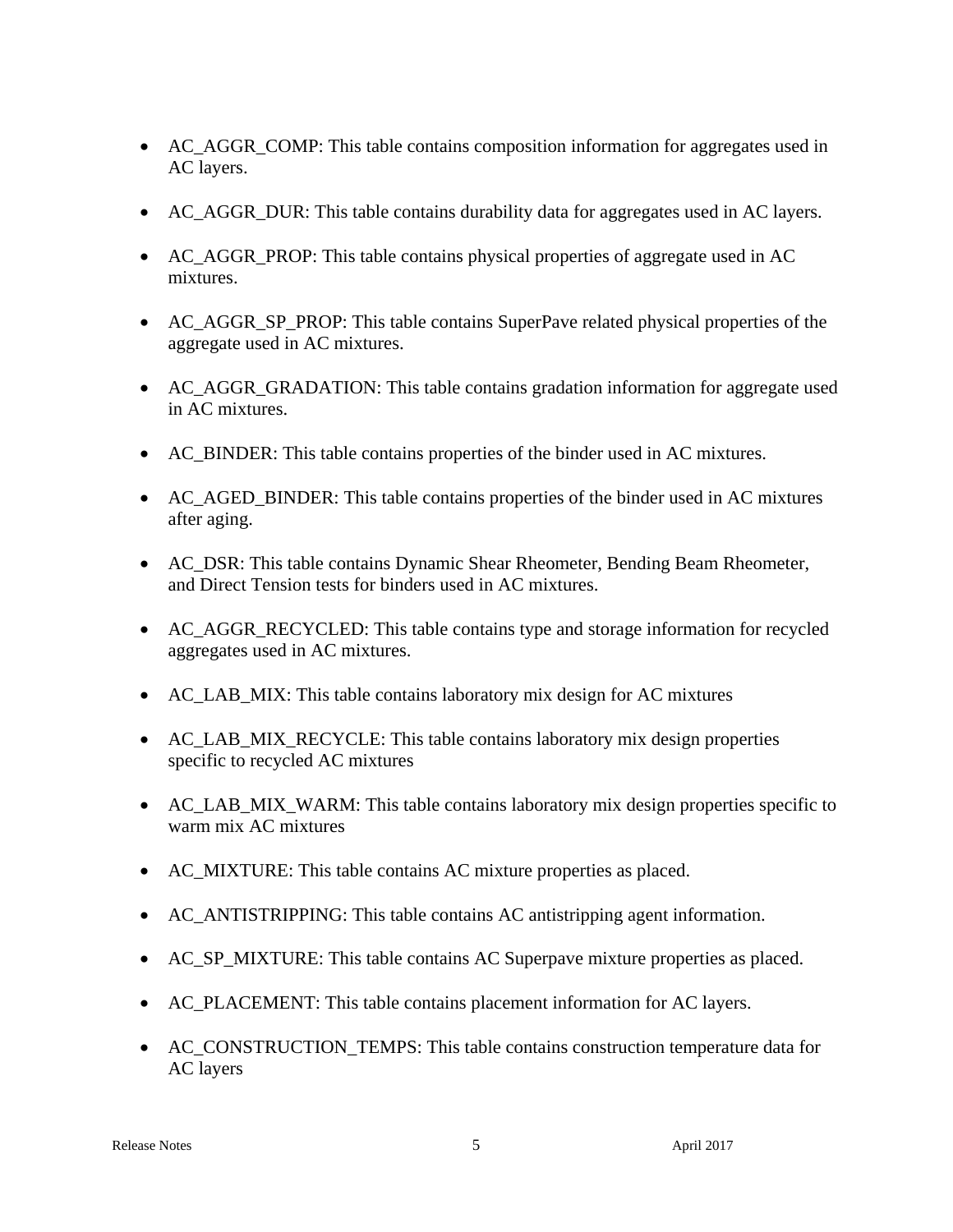- AC_AGGR_COMP: This table contains composition information for aggregates used in AC layers.
- AC_AGGR_DUR: This table contains durability data for aggregates used in AC layers.
- AC_AGGR_PROP: This table contains physical properties of aggregate used in AC mixtures.
- AC_AGGR_SP_PROP: This table contains SuperPave related physical properties of the aggregate used in AC mixtures.
- AC_AGGR_GRADATION: This table contains gradation information for aggregate used in AC mixtures.
- AC_BINDER: This table contains properties of the binder used in AC mixtures.
- AC_AGED_BINDER: This table contains properties of the binder used in AC mixtures after aging.
- AC_DSR: This table contains Dynamic Shear Rheometer, Bending Beam Rheometer, and Direct Tension tests for binders used in AC mixtures.
- AC_AGGR_RECYCLED: This table contains type and storage information for recycled aggregates used in AC mixtures.
- AC_LAB_MIX: This table contains laboratory mix design for AC mixtures
- AC_LAB_MIX_RECYCLE: This table contains laboratory mix design properties specific to recycled AC mixtures
- AC_LAB_MIX_WARM: This table contains laboratory mix design properties specific to warm mix AC mixtures
- AC_MIXTURE: This table contains AC mixture properties as placed.
- AC_ANTISTRIPPING: This table contains AC antistripping agent information.
- AC_SP_MIXTURE: This table contains AC Superpave mixture properties as placed.
- AC_PLACEMENT: This table contains placement information for AC layers.
- AC_CONSTRUCTION_TEMPS: This table contains construction temperature data for AC layers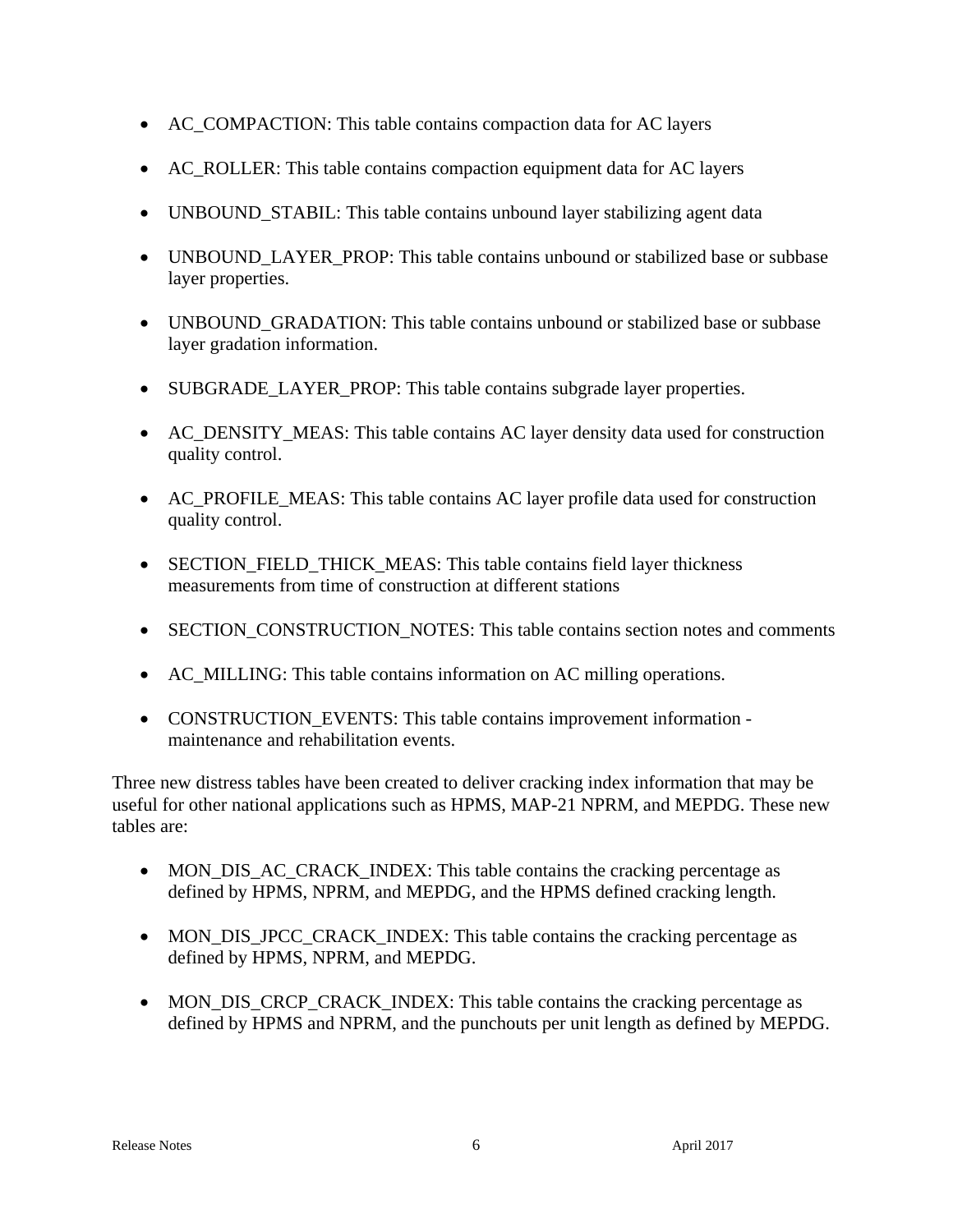- AC_COMPACTION: This table contains compaction data for AC layers
- AC_ROLLER: This table contains compaction equipment data for AC layers
- UNBOUND_STABIL: This table contains unbound layer stabilizing agent data
- UNBOUND_LAYER_PROP: This table contains unbound or stabilized base or subbase layer properties.
- UNBOUND_GRADATION: This table contains unbound or stabilized base or subbase layer gradation information.
- SUBGRADE_LAYER_PROP: This table contains subgrade layer properties.
- AC_DENSITY_MEAS: This table contains AC layer density data used for construction quality control.
- AC_PROFILE_MEAS: This table contains AC layer profile data used for construction quality control.
- SECTION_FIELD_THICK_MEAS: This table contains field layer thickness measurements from time of construction at different stations
- SECTION_CONSTRUCTION_NOTES: This table contains section notes and comments
- AC_MILLING: This table contains information on AC milling operations.
- CONSTRUCTION_EVENTS: This table contains improvement information - maintenance and rehabilitation events.

Three new distress tables have been created to deliver cracking index information that may be useful for other national applications such as HPMS, MAP-21 NPRM, and MEPDG. These new tables are:

- MON_DIS_AC_CRACK_INDEX: This table contains the cracking percentage as defined by HPMS, NPRM, and MEPDG, and the HPMS defined cracking length.
- MON_DIS_JPCC_CRACK_INDEX: This table contains the cracking percentage as defined by HPMS, NPRM, and MEPDG.
- MON_DIS_CRCP_CRACK_INDEX: This table contains the cracking percentage as defined by HPMS and NPRM, and the punchouts per unit length as defined by MEPDG.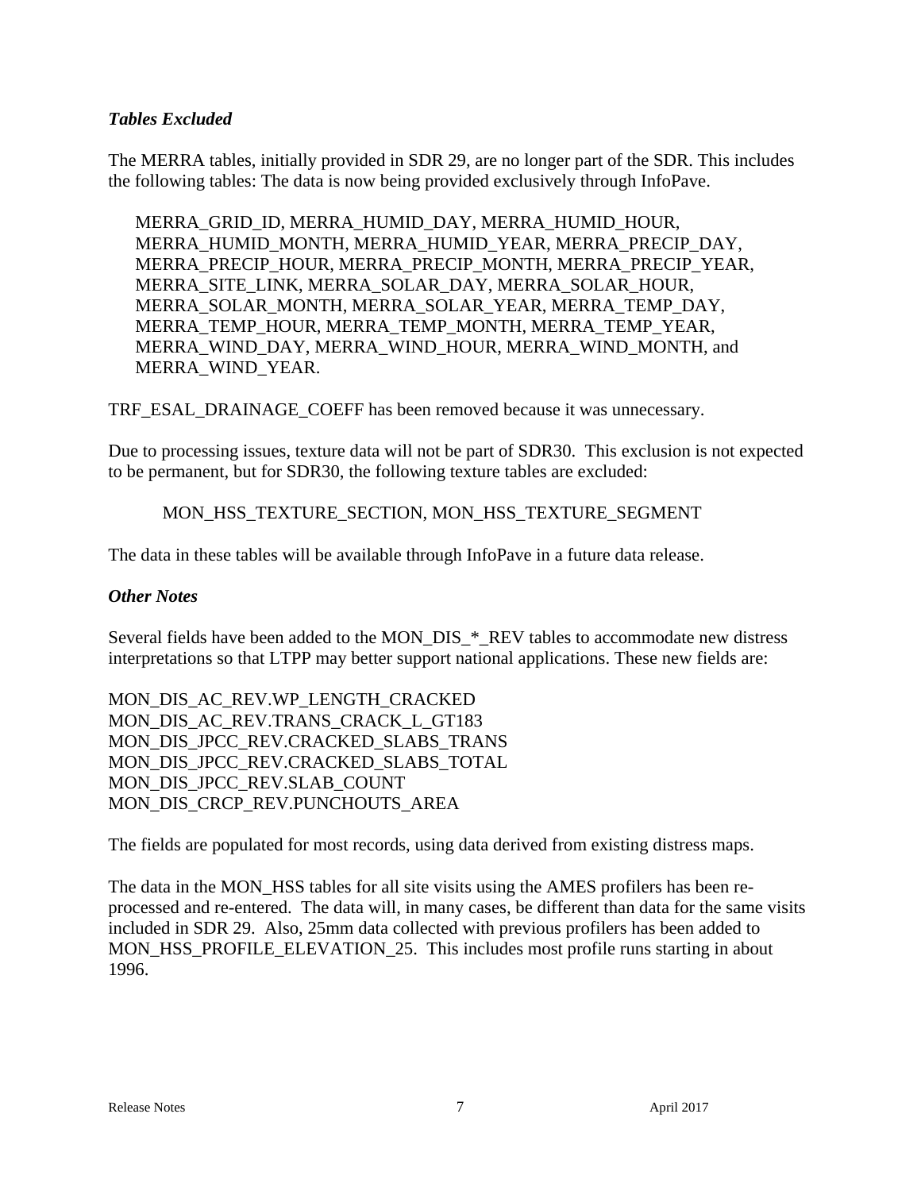### *Tables Excluded*

The MERRA tables, initially provided in SDR 29, are no longer part of the SDR. This includes the following tables: The data is now being provided exclusively through InfoPave.

> MERRA_GRID_ID, MERRA_HUMID_DAY, MERRA_HUMID_HOUR, MERRA_HUMID_MONTH, MERRA_HUMID_YEAR, MERRA_PRECIP_DAY, MERRA_PRECIP_HOUR, MERRA_PRECIP_MONTH, MERRA_PRECIP_YEAR, MERRA_SITE_LINK, MERRA_SOLAR_DAY, MERRA_SOLAR_HOUR, MERRA_SOLAR_MONTH, MERRA_SOLAR_YEAR, MERRA_TEMP_DAY, MERRA_TEMP_HOUR, MERRA_TEMP_MONTH, MERRA_TEMP_YEAR, MERRA_WIND_DAY, MERRA_WIND_HOUR, MERRA_WIND_MONTH, and MERRA_WIND_YEAR.

TRF_ESAL_DRAINAGE_COEFF has been removed because it was unnecessary.

Due to processing issues, texture data will not be part of SDR30. This exclusion is not expected to be permanent, but for SDR30, the following texture tables are excluded:

> MON_HSS_TEXTURE_SECTION, MON_HSS_TEXTURE_SEGMENT

The data in these tables will be available through InfoPave in a future data release.

### *Other Notes*

Several fields have been added to the MON_DIS_*_REV tables to accommodate new distress interpretations so that LTPP may better support national applications. These new fields are:

MON_DIS_AC_REV.WP_LENGTH_CRACKED
MON_DIS_AC_REV.TRANS_CRACK_L_GT183
MON_DIS_JPCC_REV.CRACKED_SLABS_TRANS
MON_DIS_JPCC_REV.CRACKED_SLABS_TOTAL
MON_DIS_JPCC_REV.SLAB_COUNT
MON_DIS_CRCP_REV.PUNCHOUTS_AREA

The fields are populated for most records, using data derived from existing distress maps.

The data in the MON_HSS tables for all site visits using the AMES profilers has been re-processed and re-entered. The data will, in many cases, be different than data for the same visits included in SDR 29. Also, 25mm data collected with previous profilers has been added to MON_HSS_PROFILE_ELEVATION_25. This includes most profile runs starting in about 1996.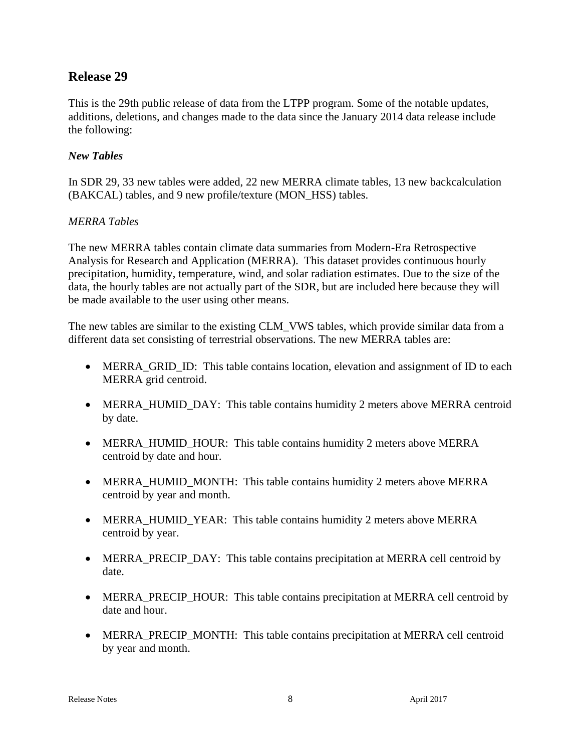## Release 29

This is the 29th public release of data from the LTPP program. Some of the notable updates, additions, deletions, and changes made to the data since the January 2014 data release include the following:

### *New Tables*

In SDR 29, 33 new tables were added, 22 new MERRA climate tables, 13 new backcalculation (BAKCAL) tables, and 9 new profile/texture (MON_HSS) tables.

#### *MERRA Tables*

The new MERRA tables contain climate data summaries from Modern-Era Retrospective Analysis for Research and Application (MERRA). This dataset provides continuous hourly precipitation, humidity, temperature, wind, and solar radiation estimates. Due to the size of the data, the hourly tables are not actually part of the SDR, but are included here because they will be made available to the user using other means.

The new tables are similar to the existing CLM_VWS tables, which provide similar data from a different data set consisting of terrestrial observations. The new MERRA tables are:

- MERRA_GRID_ID: This table contains location, elevation and assignment of ID to each MERRA grid centroid.
- MERRA_HUMID_DAY: This table contains humidity 2 meters above MERRA centroid by date.
- MERRA_HUMID_HOUR: This table contains humidity 2 meters above MERRA centroid by date and hour.
- MERRA_HUMID_MONTH: This table contains humidity 2 meters above MERRA centroid by year and month.
- MERRA_HUMID_YEAR: This table contains humidity 2 meters above MERRA centroid by year.
- MERRA_PRECIP_DAY: This table contains precipitation at MERRA cell centroid by date.
- MERRA_PRECIP_HOUR: This table contains precipitation at MERRA cell centroid by date and hour.
- MERRA_PRECIP_MONTH: This table contains precipitation at MERRA cell centroid by year and month.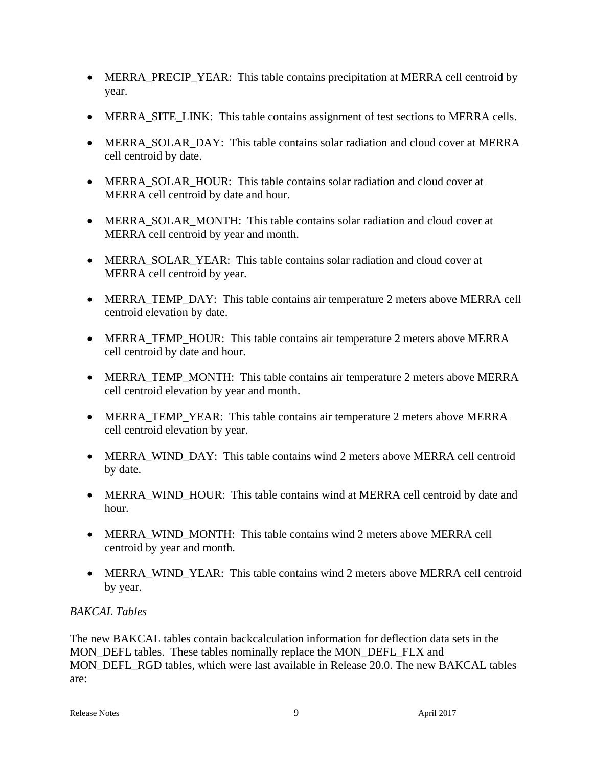- MERRA_PRECIP_YEAR:  This table contains precipitation at MERRA cell centroid by year.

- MERRA_SITE_LINK:  This table contains assignment of test sections to MERRA cells.

- MERRA_SOLAR_DAY:  This table contains solar radiation and cloud cover at MERRA cell centroid by date.

- MERRA_SOLAR_HOUR:  This table contains solar radiation and cloud cover at MERRA cell centroid by date and hour.

- MERRA_SOLAR_MONTH:  This table contains solar radiation and cloud cover at MERRA cell centroid by year and month.

- MERRA_SOLAR_YEAR:  This table contains solar radiation and cloud cover at MERRA cell centroid by year.

- MERRA_TEMP_DAY:  This table contains air temperature 2 meters above MERRA cell centroid elevation by date.

- MERRA_TEMP_HOUR:  This table contains air temperature 2 meters above MERRA cell centroid by date and hour.

- MERRA_TEMP_MONTH:  This table contains air temperature 2 meters above MERRA cell centroid elevation by year and month.

- MERRA_TEMP_YEAR:  This table contains air temperature 2 meters above MERRA cell centroid elevation by year.

- MERRA_WIND_DAY:  This table contains wind 2 meters above MERRA cell centroid by date.

- MERRA_WIND_HOUR:  This table contains wind at MERRA cell centroid by date and hour.

- MERRA_WIND_MONTH:  This table contains wind 2 meters above MERRA cell centroid by year and month.

- MERRA_WIND_YEAR:  This table contains wind 2 meters above MERRA cell centroid by year.

*BAKCAL Tables*

The new BAKCAL tables contain backcalculation information for deflection data sets in the MON_DEFL tables.  These tables nominally replace the MON_DEFL_FLX and MON_DEFL_RGD tables, which were last available in Release 20.0. The new BAKCAL tables are: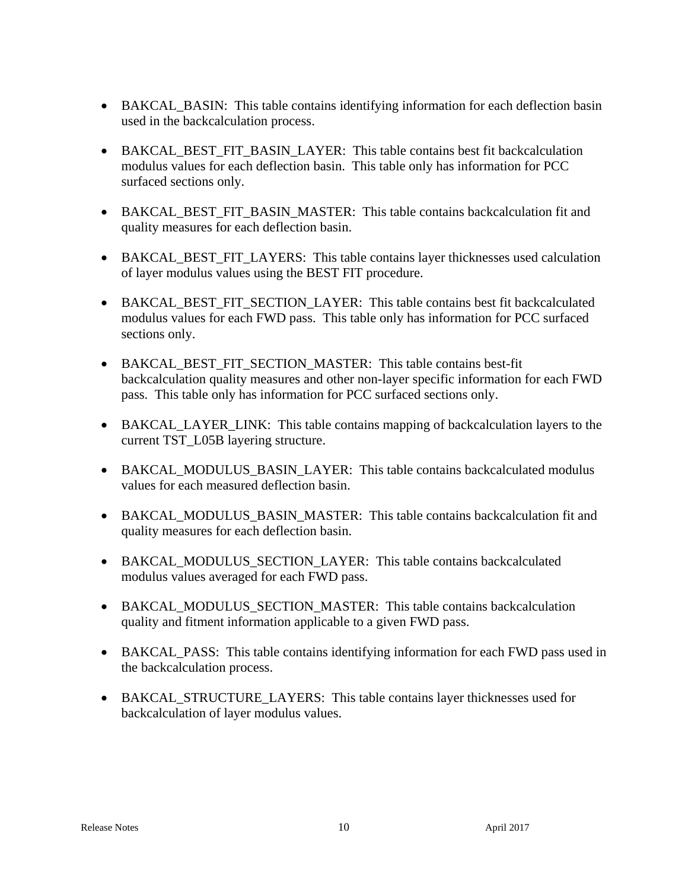- BAKCAL_BASIN:  This table contains identifying information for each deflection basin used in the backcalculation process.

- BAKCAL_BEST_FIT_BASIN_LAYER:  This table contains best fit backcalculation modulus values for each deflection basin.  This table only has information for PCC surfaced sections only.

- BAKCAL_BEST_FIT_BASIN_MASTER:  This table contains backcalculation fit and quality measures for each deflection basin.

- BAKCAL_BEST_FIT_LAYERS:  This table contains layer thicknesses used calculation of layer modulus values using the BEST FIT procedure.

- BAKCAL_BEST_FIT_SECTION_LAYER:  This table contains best fit backcalculated modulus values for each FWD pass.  This table only has information for PCC surfaced sections only.

- BAKCAL_BEST_FIT_SECTION_MASTER:  This table contains best-fit backcalculation quality measures and other non-layer specific information for each FWD pass.  This table only has information for PCC surfaced sections only.

- BAKCAL_LAYER_LINK:  This table contains mapping of backcalculation layers to the current TST_L05B layering structure.

- BAKCAL_MODULUS_BASIN_LAYER:  This table contains backcalculated modulus values for each measured deflection basin.

- BAKCAL_MODULUS_BASIN_MASTER:  This table contains backcalculation fit and quality measures for each deflection basin.

- BAKCAL_MODULUS_SECTION_LAYER:  This table contains backcalculated modulus values averaged for each FWD pass.

- BAKCAL_MODULUS_SECTION_MASTER:  This table contains backcalculation quality and fitment information applicable to a given FWD pass.

- BAKCAL_PASS:  This table contains identifying information for each FWD pass used in the backcalculation process.

- BAKCAL_STRUCTURE_LAYERS:  This table contains layer thicknesses used for backcalculation of layer modulus values.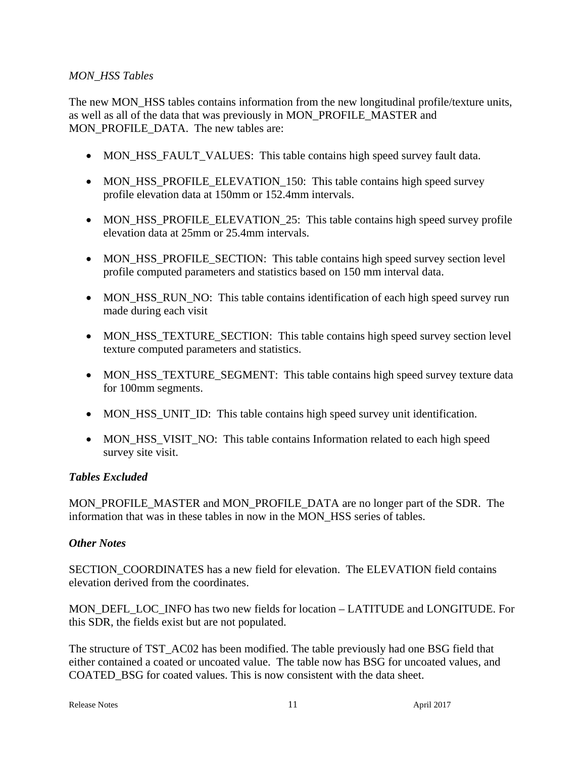*MON_HSS Tables*

The new MON_HSS tables contains information from the new longitudinal profile/texture units, as well as all of the data that was previously in MON_PROFILE_MASTER and MON_PROFILE_DATA. The new tables are:

- MON_HSS_FAULT_VALUES: This table contains high speed survey fault data.
- MON_HSS_PROFILE_ELEVATION_150: This table contains high speed survey profile elevation data at 150mm or 152.4mm intervals.
- MON_HSS_PROFILE_ELEVATION_25: This table contains high speed survey profile elevation data at 25mm or 25.4mm intervals.
- MON_HSS_PROFILE_SECTION: This table contains high speed survey section level profile computed parameters and statistics based on 150 mm interval data.
- MON_HSS_RUN_NO: This table contains identification of each high speed survey run made during each visit
- MON_HSS_TEXTURE_SECTION: This table contains high speed survey section level texture computed parameters and statistics.
- MON_HSS_TEXTURE_SEGMENT: This table contains high speed survey texture data for 100mm segments.
- MON_HSS_UNIT_ID: This table contains high speed survey unit identification.
- MON_HSS_VISIT_NO: This table contains Information related to each high speed survey site visit.

***Tables Excluded***

MON_PROFILE_MASTER and MON_PROFILE_DATA are no longer part of the SDR. The information that was in these tables in now in the MON_HSS series of tables.

***Other Notes***

SECTION_COORDINATES has a new field for elevation. The ELEVATION field contains elevation derived from the coordinates.

MON_DEFL_LOC_INFO has two new fields for location – LATITUDE and LONGITUDE. For this SDR, the fields exist but are not populated.

The structure of TST_AC02 has been modified. The table previously had one BSG field that either contained a coated or uncoated value. The table now has BSG for uncoated values, and COATED_BSG for coated values. This is now consistent with the data sheet.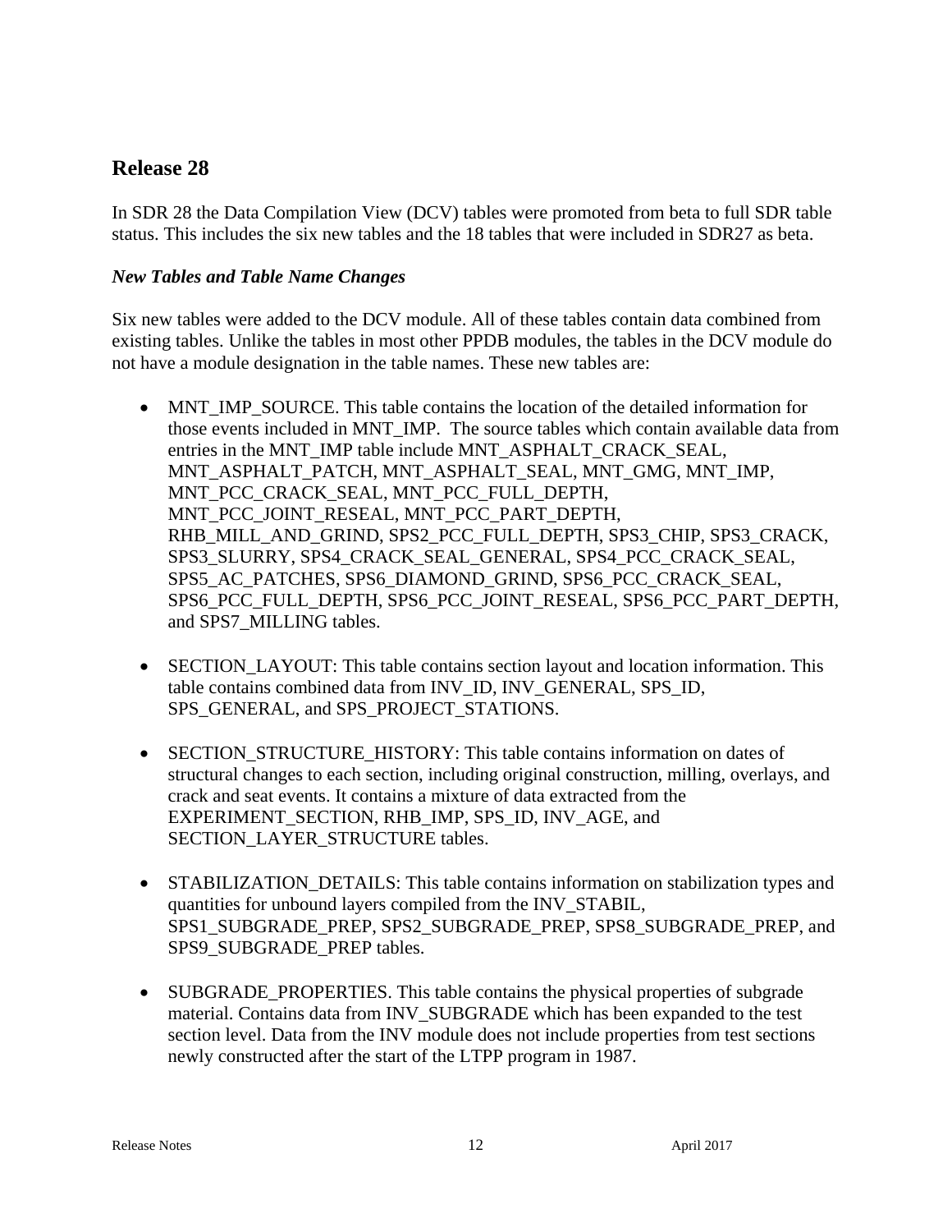## Release 28

In SDR 28 the Data Compilation View (DCV) tables were promoted from beta to full SDR table status. This includes the six new tables and the 18 tables that were included in SDR27 as beta.

### *New Tables and Table Name Changes*

Six new tables were added to the DCV module. All of these tables contain data combined from existing tables. Unlike the tables in most other PPDB modules, the tables in the DCV module do not have a module designation in the table names. These new tables are:

- MNT_IMP_SOURCE. This table contains the location of the detailed information for those events included in MNT_IMP. The source tables which contain available data from entries in the MNT_IMP table include MNT_ASPHALT_CRACK_SEAL, MNT_ASPHALT_PATCH, MNT_ASPHALT_SEAL, MNT_GMG, MNT_IMP, MNT_PCC_CRACK_SEAL, MNT_PCC_FULL_DEPTH, MNT_PCC_JOINT_RESEAL, MNT_PCC_PART_DEPTH, RHB_MILL_AND_GRIND, SPS2_PCC_FULL_DEPTH, SPS3_CHIP, SPS3_CRACK, SPS3_SLURRY, SPS4_CRACK_SEAL_GENERAL, SPS4_PCC_CRACK_SEAL, SPS5_AC_PATCHES, SPS6_DIAMOND_GRIND, SPS6_PCC_CRACK_SEAL, SPS6_PCC_FULL_DEPTH, SPS6_PCC_JOINT_RESEAL, SPS6_PCC_PART_DEPTH, and SPS7_MILLING tables.

- SECTION_LAYOUT: This table contains section layout and location information. This table contains combined data from INV_ID, INV_GENERAL, SPS_ID, SPS_GENERAL, and SPS_PROJECT_STATIONS.

- SECTION_STRUCTURE_HISTORY: This table contains information on dates of structural changes to each section, including original construction, milling, overlays, and crack and seat events. It contains a mixture of data extracted from the EXPERIMENT_SECTION, RHB_IMP, SPS_ID, INV_AGE, and SECTION_LAYER_STRUCTURE tables.

- STABILIZATION_DETAILS: This table contains information on stabilization types and quantities for unbound layers compiled from the INV_STABIL, SPS1_SUBGRADE_PREP, SPS2_SUBGRADE_PREP, SPS8_SUBGRADE_PREP, and SPS9_SUBGRADE_PREP tables.

- SUBGRADE_PROPERTIES. This table contains the physical properties of subgrade material. Contains data from INV_SUBGRADE which has been expanded to the test section level. Data from the INV module does not include properties from test sections newly constructed after the start of the LTPP program in 1987.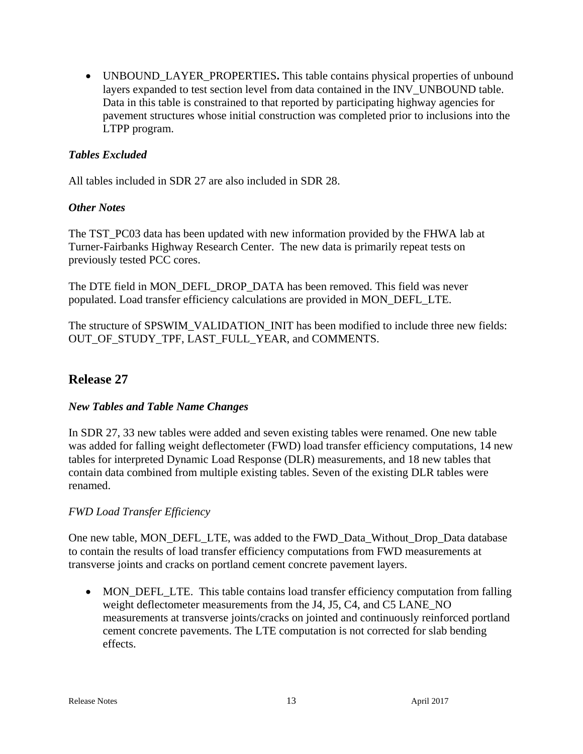- UNBOUND_LAYER_PROPERTIES**.** This table contains physical properties of unbound layers expanded to test section level from data contained in the INV_UNBOUND table. Data in this table is constrained to that reported by participating highway agencies for pavement structures whose initial construction was completed prior to inclusions into the LTPP program.

### *Tables Excluded*

All tables included in SDR 27 are also included in SDR 28.

### *Other Notes*

The TST_PC03 data has been updated with new information provided by the FHWA lab at Turner-Fairbanks Highway Research Center. The new data is primarily repeat tests on previously tested PCC cores.

The DTE field in MON_DEFL_DROP_DATA has been removed. This field was never populated. Load transfer efficiency calculations are provided in MON_DEFL_LTE.

The structure of SPSWIM_VALIDATION_INIT has been modified to include three new fields: OUT_OF_STUDY_TPF, LAST_FULL_YEAR, and COMMENTS.

## Release 27

### *New Tables and Table Name Changes*

In SDR 27, 33 new tables were added and seven existing tables were renamed. One new table was added for falling weight deflectometer (FWD) load transfer efficiency computations, 14 new tables for interpreted Dynamic Load Response (DLR) measurements, and 18 new tables that contain data combined from multiple existing tables. Seven of the existing DLR tables were renamed.

*FWD Load Transfer Efficiency*

One new table, MON_DEFL_LTE, was added to the FWD_Data_Without_Drop_Data database to contain the results of load transfer efficiency computations from FWD measurements at transverse joints and cracks on portland cement concrete pavement layers.

- MON_DEFL_LTE. This table contains load transfer efficiency computation from falling weight deflectometer measurements from the J4, J5, C4, and C5 LANE_NO measurements at transverse joints/cracks on jointed and continuously reinforced portland cement concrete pavements. The LTE computation is not corrected for slab bending effects.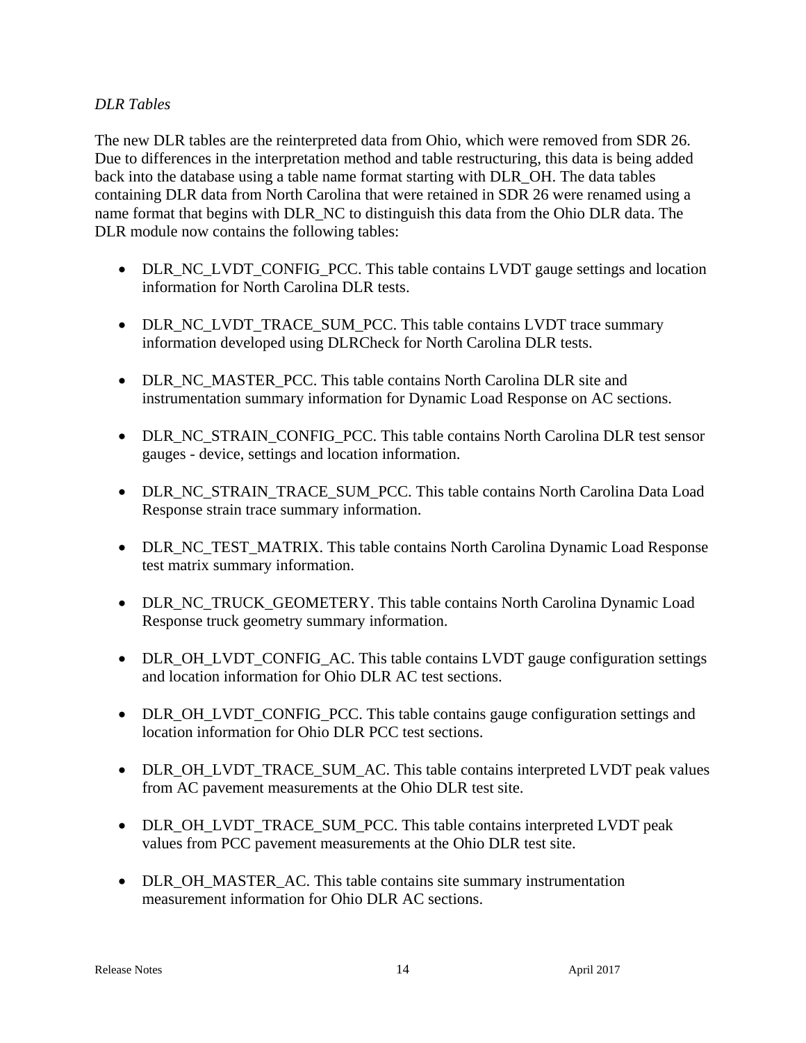*DLR Tables*

The new DLR tables are the reinterpreted data from Ohio, which were removed from SDR 26. Due to differences in the interpretation method and table restructuring, this data is being added back into the database using a table name format starting with DLR_OH. The data tables containing DLR data from North Carolina that were retained in SDR 26 were renamed using a name format that begins with DLR_NC to distinguish this data from the Ohio DLR data. The DLR module now contains the following tables:

- DLR_NC_LVDT_CONFIG_PCC. This table contains LVDT gauge settings and location information for North Carolina DLR tests.
- DLR_NC_LVDT_TRACE_SUM_PCC. This table contains LVDT trace summary information developed using DLRCheck for North Carolina DLR tests.
- DLR_NC_MASTER_PCC. This table contains North Carolina DLR site and instrumentation summary information for Dynamic Load Response on AC sections.
- DLR_NC_STRAIN_CONFIG_PCC. This table contains North Carolina DLR test sensor gauges - device, settings and location information.
- DLR_NC_STRAIN_TRACE_SUM_PCC. This table contains North Carolina Data Load Response strain trace summary information.
- DLR_NC_TEST_MATRIX. This table contains North Carolina Dynamic Load Response test matrix summary information.
- DLR_NC_TRUCK_GEOMETERY. This table contains North Carolina Dynamic Load Response truck geometry summary information.
- DLR_OH_LVDT_CONFIG_AC. This table contains LVDT gauge configuration settings and location information for Ohio DLR AC test sections.
- DLR_OH_LVDT_CONFIG_PCC. This table contains gauge configuration settings and location information for Ohio DLR PCC test sections.
- DLR_OH_LVDT_TRACE_SUM_AC. This table contains interpreted LVDT peak values from AC pavement measurements at the Ohio DLR test site.
- DLR_OH_LVDT_TRACE_SUM_PCC. This table contains interpreted LVDT peak values from PCC pavement measurements at the Ohio DLR test site.
- DLR_OH_MASTER_AC. This table contains site summary instrumentation measurement information for Ohio DLR AC sections.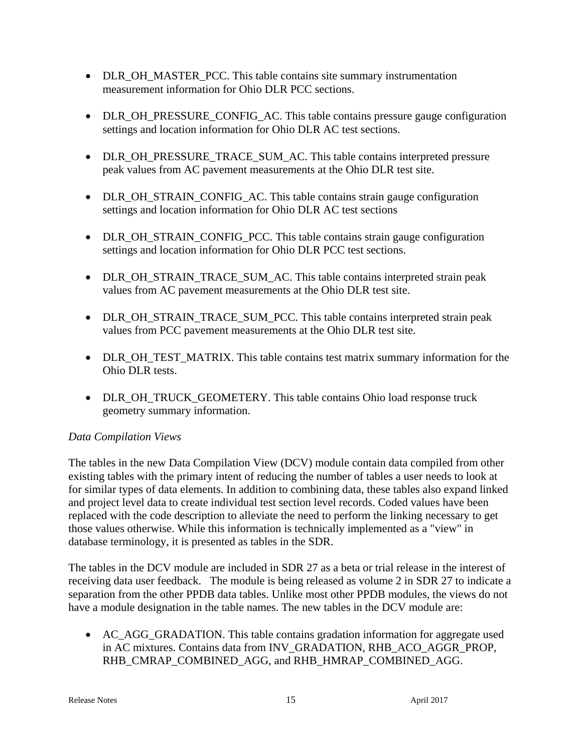- DLR_OH_MASTER_PCC. This table contains site summary instrumentation measurement information for Ohio DLR PCC sections.

- DLR_OH_PRESSURE_CONFIG_AC. This table contains pressure gauge configuration settings and location information for Ohio DLR AC test sections.

- DLR_OH_PRESSURE_TRACE_SUM_AC. This table contains interpreted pressure peak values from AC pavement measurements at the Ohio DLR test site.

- DLR_OH_STRAIN_CONFIG_AC. This table contains strain gauge configuration settings and location information for Ohio DLR AC test sections

- DLR_OH_STRAIN_CONFIG_PCC. This table contains strain gauge configuration settings and location information for Ohio DLR PCC test sections.

- DLR_OH_STRAIN_TRACE_SUM_AC. This table contains interpreted strain peak values from AC pavement measurements at the Ohio DLR test site.

- DLR_OH_STRAIN_TRACE_SUM_PCC. This table contains interpreted strain peak values from PCC pavement measurements at the Ohio DLR test site.

- DLR_OH_TEST_MATRIX. This table contains test matrix summary information for the Ohio DLR tests.

- DLR_OH_TRUCK_GEOMETERY. This table contains Ohio load response truck geometry summary information.

*Data Compilation Views*

The tables in the new Data Compilation View (DCV) module contain data compiled from other existing tables with the primary intent of reducing the number of tables a user needs to look at for similar types of data elements. In addition to combining data, these tables also expand linked and project level data to create individual test section level records. Coded values have been replaced with the code description to alleviate the need to perform the linking necessary to get those values otherwise. While this information is technically implemented as a "view" in database terminology, it is presented as tables in the SDR.

The tables in the DCV module are included in SDR 27 as a beta or trial release in the interest of receiving data user feedback. The module is being released as volume 2 in SDR 27 to indicate a separation from the other PPDB data tables. Unlike most other PPDB modules, the views do not have a module designation in the table names. The new tables in the DCV module are:

- AC_AGG_GRADATION. This table contains gradation information for aggregate used in AC mixtures. Contains data from INV_GRADATION, RHB_ACO_AGGR_PROP, RHB_CMRAP_COMBINED_AGG, and RHB_HMRAP_COMBINED_AGG.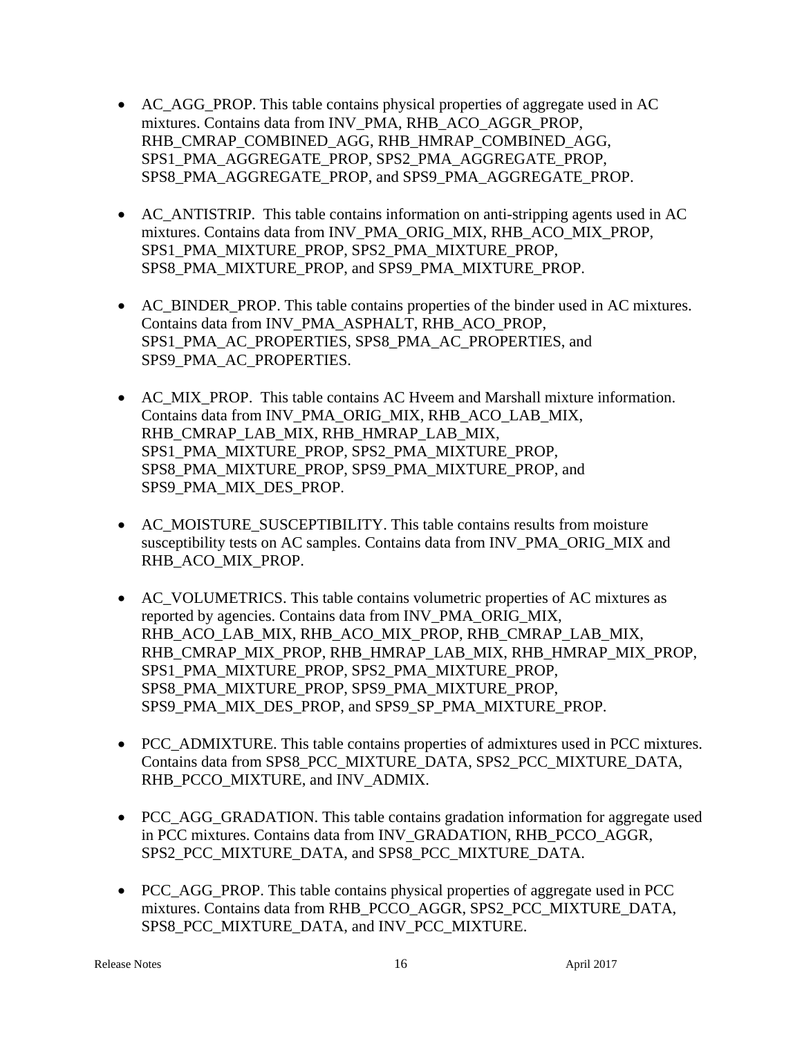- AC_AGG_PROP. This table contains physical properties of aggregate used in AC mixtures. Contains data from INV_PMA, RHB_ACO_AGGR_PROP, RHB_CMRAP_COMBINED_AGG, RHB_HMRAP_COMBINED_AGG, SPS1_PMA_AGGREGATE_PROP, SPS2_PMA_AGGREGATE_PROP, SPS8_PMA_AGGREGATE_PROP, and SPS9_PMA_AGGREGATE_PROP.

- AC_ANTISTRIP. This table contains information on anti-stripping agents used in AC mixtures. Contains data from INV_PMA_ORIG_MIX, RHB_ACO_MIX_PROP, SPS1_PMA_MIXTURE_PROP, SPS2_PMA_MIXTURE_PROP, SPS8_PMA_MIXTURE_PROP, and SPS9_PMA_MIXTURE_PROP.

- AC_BINDER_PROP. This table contains properties of the binder used in AC mixtures. Contains data from INV_PMA_ASPHALT, RHB_ACO_PROP, SPS1_PMA_AC_PROPERTIES, SPS8_PMA_AC_PROPERTIES, and SPS9_PMA_AC_PROPERTIES.

- AC_MIX_PROP. This table contains AC Hveem and Marshall mixture information. Contains data from INV_PMA_ORIG_MIX, RHB_ACO_LAB_MIX, RHB_CMRAP_LAB_MIX, RHB_HMRAP_LAB_MIX, SPS1_PMA_MIXTURE_PROP, SPS2_PMA_MIXTURE_PROP, SPS8_PMA_MIXTURE_PROP, SPS9_PMA_MIXTURE_PROP, and SPS9_PMA_MIX_DES_PROP.

- AC_MOISTURE_SUSCEPTIBILITY. This table contains results from moisture susceptibility tests on AC samples. Contains data from INV_PMA_ORIG_MIX and RHB_ACO_MIX_PROP.

- AC_VOLUMETRICS. This table contains volumetric properties of AC mixtures as reported by agencies. Contains data from INV_PMA_ORIG_MIX, RHB_ACO_LAB_MIX, RHB_ACO_MIX_PROP, RHB_CMRAP_LAB_MIX, RHB_CMRAP_MIX_PROP, RHB_HMRAP_LAB_MIX, RHB_HMRAP_MIX_PROP, SPS1_PMA_MIXTURE_PROP, SPS2_PMA_MIXTURE_PROP, SPS8_PMA_MIXTURE_PROP, SPS9_PMA_MIXTURE_PROP, SPS9_PMA_MIX_DES_PROP, and SPS9_SP_PMA_MIXTURE_PROP.

- PCC_ADMIXTURE. This table contains properties of admixtures used in PCC mixtures. Contains data from SPS8_PCC_MIXTURE_DATA, SPS2_PCC_MIXTURE_DATA, RHB_PCCO_MIXTURE, and INV_ADMIX.

- PCC_AGG_GRADATION. This table contains gradation information for aggregate used in PCC mixtures. Contains data from INV_GRADATION, RHB_PCCO_AGGR, SPS2_PCC_MIXTURE_DATA, and SPS8_PCC_MIXTURE_DATA.

- PCC_AGG_PROP. This table contains physical properties of aggregate used in PCC mixtures. Contains data from RHB_PCCO_AGGR, SPS2_PCC_MIXTURE_DATA, SPS8_PCC_MIXTURE_DATA, and INV_PCC_MIXTURE.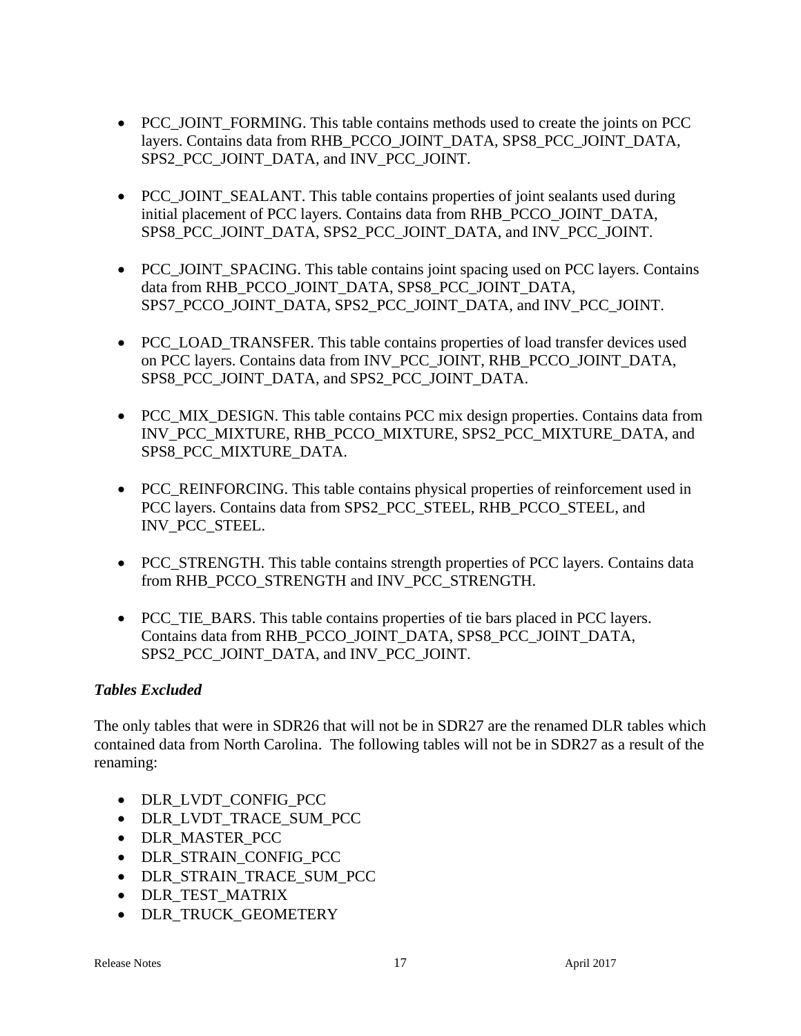- PCC_JOINT_FORMING. This table contains methods used to create the joints on PCC layers. Contains data from RHB_PCCO_JOINT_DATA, SPS8_PCC_JOINT_DATA, SPS2_PCC_JOINT_DATA, and INV_PCC_JOINT.

- PCC_JOINT_SEALANT. This table contains properties of joint sealants used during initial placement of PCC layers. Contains data from RHB_PCCO_JOINT_DATA, SPS8_PCC_JOINT_DATA, SPS2_PCC_JOINT_DATA, and INV_PCC_JOINT.

- PCC_JOINT_SPACING. This table contains joint spacing used on PCC layers. Contains data from RHB_PCCO_JOINT_DATA, SPS8_PCC_JOINT_DATA, SPS7_PCCO_JOINT_DATA, SPS2_PCC_JOINT_DATA, and INV_PCC_JOINT.

- PCC_LOAD_TRANSFER. This table contains properties of load transfer devices used on PCC layers. Contains data from INV_PCC_JOINT, RHB_PCCO_JOINT_DATA, SPS8_PCC_JOINT_DATA, and SPS2_PCC_JOINT_DATA.

- PCC_MIX_DESIGN. This table contains PCC mix design properties. Contains data from INV_PCC_MIXTURE, RHB_PCCO_MIXTURE, SPS2_PCC_MIXTURE_DATA, and SPS8_PCC_MIXTURE_DATA.

- PCC_REINFORCING. This table contains physical properties of reinforcement used in PCC layers. Contains data from SPS2_PCC_STEEL, RHB_PCCO_STEEL, and INV_PCC_STEEL.

- PCC_STRENGTH. This table contains strength properties of PCC layers. Contains data from RHB_PCCO_STRENGTH and INV_PCC_STRENGTH.

- PCC_TIE_BARS. This table contains properties of tie bars placed in PCC layers. Contains data from RHB_PCCO_JOINT_DATA, SPS8_PCC_JOINT_DATA, SPS2_PCC_JOINT_DATA, and INV_PCC_JOINT.

***Tables Excluded***

The only tables that were in SDR26 that will not be in SDR27 are the renamed DLR tables which contained data from North Carolina. The following tables will not be in SDR27 as a result of the renaming:

- DLR_LVDT_CONFIG_PCC
- DLR_LVDT_TRACE_SUM_PCC
- DLR_MASTER_PCC
- DLR_STRAIN_CONFIG_PCC
- DLR_STRAIN_TRACE_SUM_PCC
- DLR_TEST_MATRIX
- DLR_TRUCK_GEOMETERY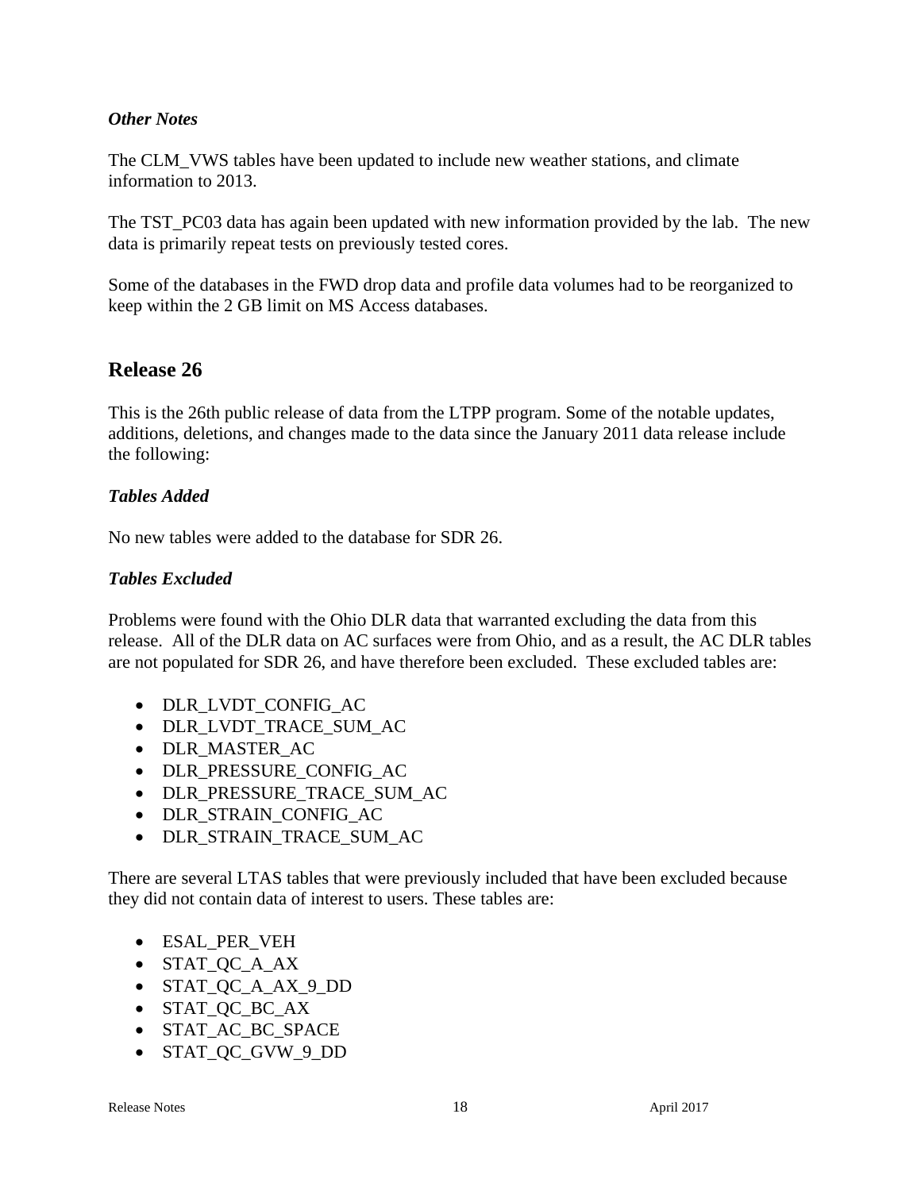### *Other Notes*

The CLM_VWS tables have been updated to include new weather stations, and climate information to 2013.

The TST_PC03 data has again been updated with new information provided by the lab. The new data is primarily repeat tests on previously tested cores.

Some of the databases in the FWD drop data and profile data volumes had to be reorganized to keep within the 2 GB limit on MS Access databases.

## Release 26

This is the 26th public release of data from the LTPP program. Some of the notable updates, additions, deletions, and changes made to the data since the January 2011 data release include the following:

### *Tables Added*

No new tables were added to the database for SDR 26.

### *Tables Excluded*

Problems were found with the Ohio DLR data that warranted excluding the data from this release. All of the DLR data on AC surfaces were from Ohio, and as a result, the AC DLR tables are not populated for SDR 26, and have therefore been excluded. These excluded tables are:

- DLR_LVDT_CONFIG_AC
- DLR_LVDT_TRACE_SUM_AC
- DLR_MASTER_AC
- DLR_PRESSURE_CONFIG_AC
- DLR_PRESSURE_TRACE_SUM_AC
- DLR_STRAIN_CONFIG_AC
- DLR_STRAIN_TRACE_SUM_AC

There are several LTAS tables that were previously included that have been excluded because they did not contain data of interest to users. These tables are:

- ESAL_PER_VEH
- STAT_QC_A_AX
- STAT_QC_A_AX_9_DD
- STAT_QC_BC_AX
- STAT_AC_BC_SPACE
- STAT_QC_GVW_9_DD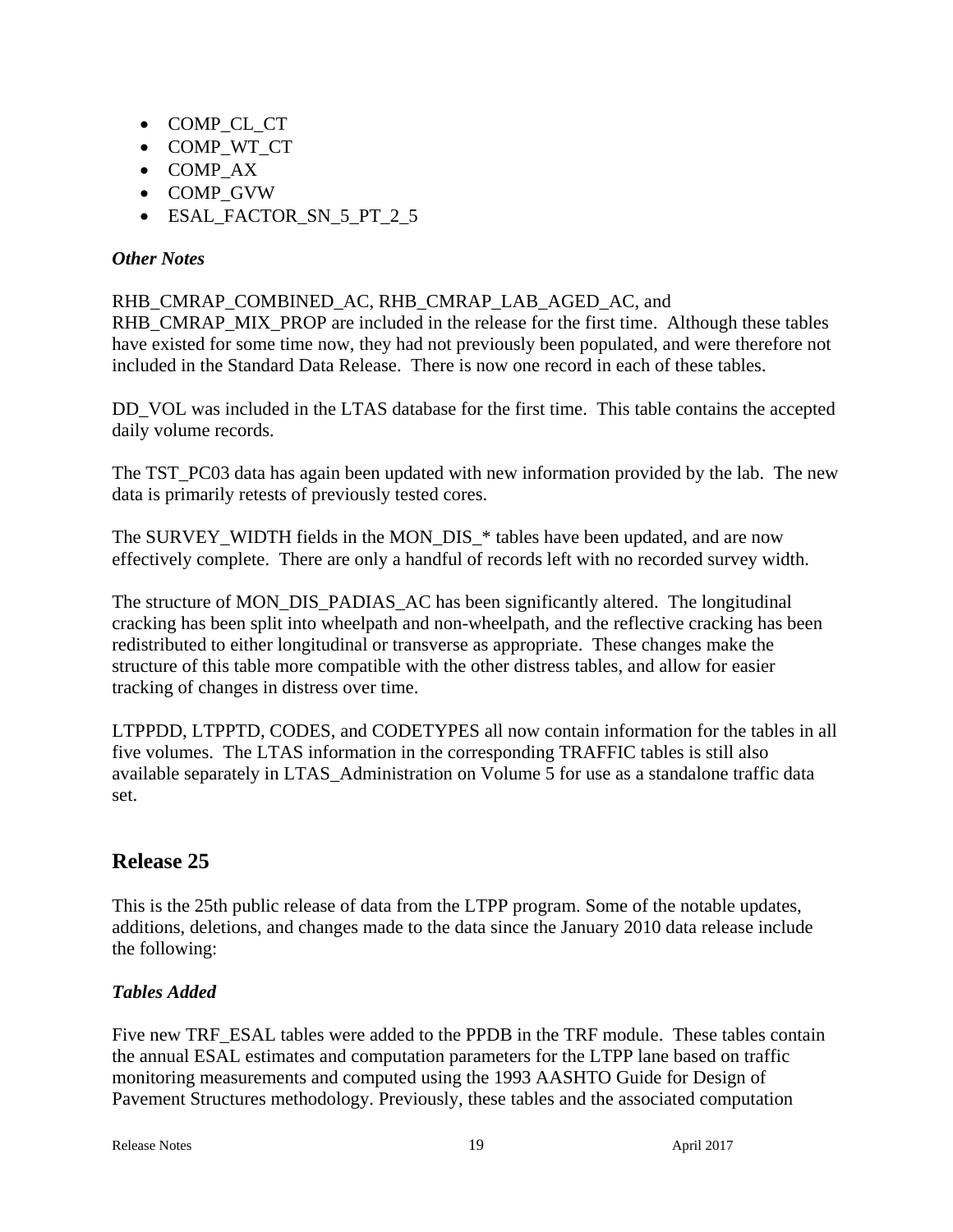- COMP_CL_CT
- COMP_WT_CT
- COMP_AX
- COMP_GVW
- ESAL_FACTOR_SN_5_PT_2_5

### *Other Notes*

RHB_CMRAP_COMBINED_AC, RHB_CMRAP_LAB_AGED_AC, and RHB_CMRAP_MIX_PROP are included in the release for the first time. Although these tables have existed for some time now, they had not previously been populated, and were therefore not included in the Standard Data Release. There is now one record in each of these tables.

DD_VOL was included in the LTAS database for the first time. This table contains the accepted daily volume records.

The TST_PC03 data has again been updated with new information provided by the lab. The new data is primarily retests of previously tested cores.

The SURVEY_WIDTH fields in the MON_DIS_* tables have been updated, and are now effectively complete. There are only a handful of records left with no recorded survey width.

The structure of MON_DIS_PADIAS_AC has been significantly altered. The longitudinal cracking has been split into wheelpath and non-wheelpath, and the reflective cracking has been redistributed to either longitudinal or transverse as appropriate. These changes make the structure of this table more compatible with the other distress tables, and allow for easier tracking of changes in distress over time.

LTPPDD, LTPPTD, CODES, and CODETYPES all now contain information for the tables in all five volumes. The LTAS information in the corresponding TRAFFIC tables is still also available separately in LTAS_Administration on Volume 5 for use as a standalone traffic data set.

## Release 25

This is the 25th public release of data from the LTPP program. Some of the notable updates, additions, deletions, and changes made to the data since the January 2010 data release include the following:

### *Tables Added*

Five new TRF_ESAL tables were added to the PPDB in the TRF module. These tables contain the annual ESAL estimates and computation parameters for the LTPP lane based on traffic monitoring measurements and computed using the 1993 AASHTO Guide for Design of Pavement Structures methodology. Previously, these tables and the associated computation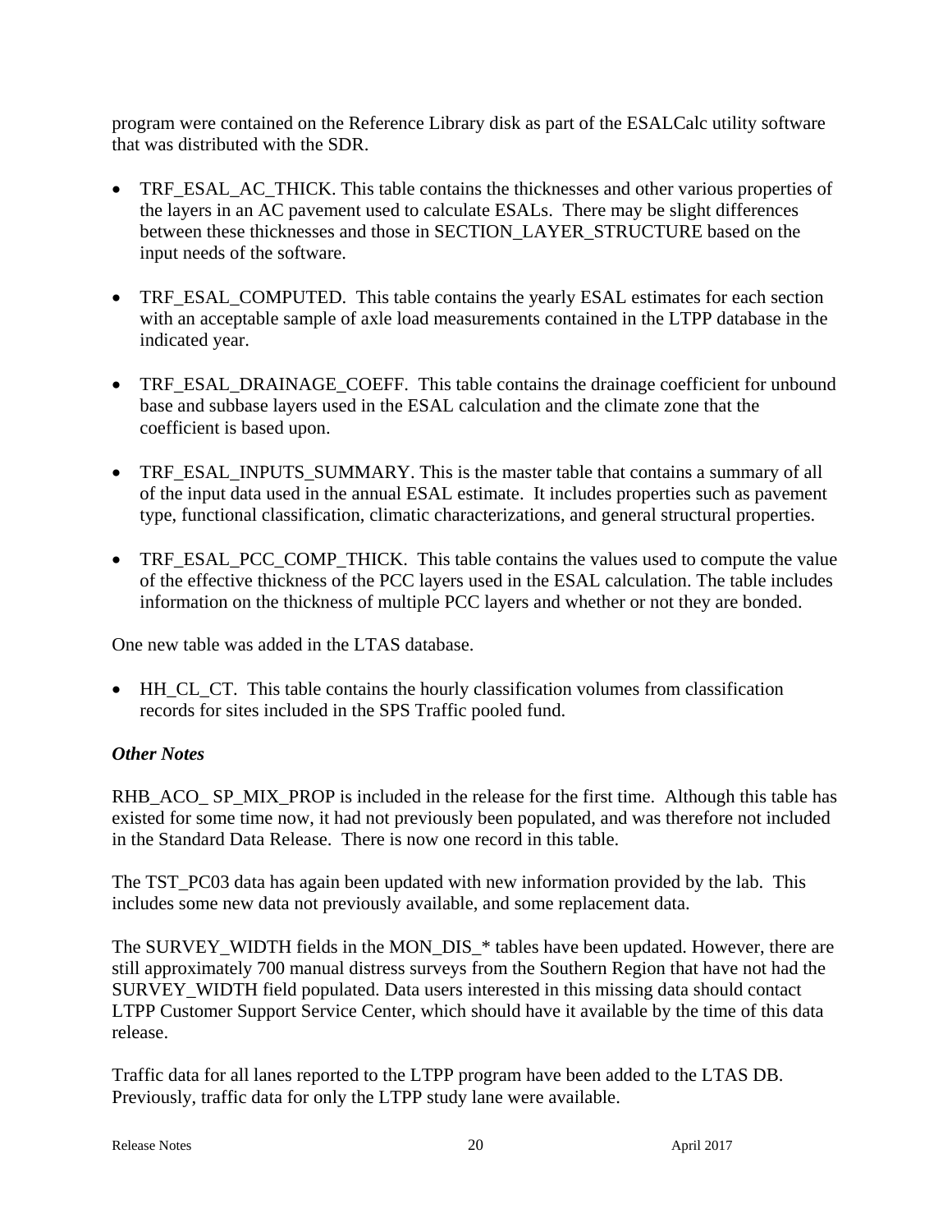program were contained on the Reference Library disk as part of the ESALCalc utility software that was distributed with the SDR.

- TRF_ESAL_AC_THICK. This table contains the thicknesses and other various properties of the layers in an AC pavement used to calculate ESALs. There may be slight differences between these thicknesses and those in SECTION_LAYER_STRUCTURE based on the input needs of the software.
- TRF_ESAL_COMPUTED. This table contains the yearly ESAL estimates for each section with an acceptable sample of axle load measurements contained in the LTPP database in the indicated year.
- TRF_ESAL_DRAINAGE_COEFF. This table contains the drainage coefficient for unbound base and subbase layers used in the ESAL calculation and the climate zone that the coefficient is based upon.
- TRF_ESAL_INPUTS_SUMMARY. This is the master table that contains a summary of all of the input data used in the annual ESAL estimate. It includes properties such as pavement type, functional classification, climatic characterizations, and general structural properties.
- TRF_ESAL_PCC_COMP_THICK. This table contains the values used to compute the value of the effective thickness of the PCC layers used in the ESAL calculation. The table includes information on the thickness of multiple PCC layers and whether or not they are bonded.

One new table was added in the LTAS database.

- HH_CL_CT. This table contains the hourly classification volumes from classification records for sites included in the SPS Traffic pooled fund.

***Other Notes***

RHB_ACO_ SP_MIX_PROP is included in the release for the first time. Although this table has existed for some time now, it had not previously been populated, and was therefore not included in the Standard Data Release. There is now one record in this table.

The TST_PC03 data has again been updated with new information provided by the lab. This includes some new data not previously available, and some replacement data.

The SURVEY_WIDTH fields in the MON_DIS_* tables have been updated. However, there are still approximately 700 manual distress surveys from the Southern Region that have not had the SURVEY_WIDTH field populated. Data users interested in this missing data should contact LTPP Customer Support Service Center, which should have it available by the time of this data release.

Traffic data for all lanes reported to the LTPP program have been added to the LTAS DB. Previously, traffic data for only the LTPP study lane were available.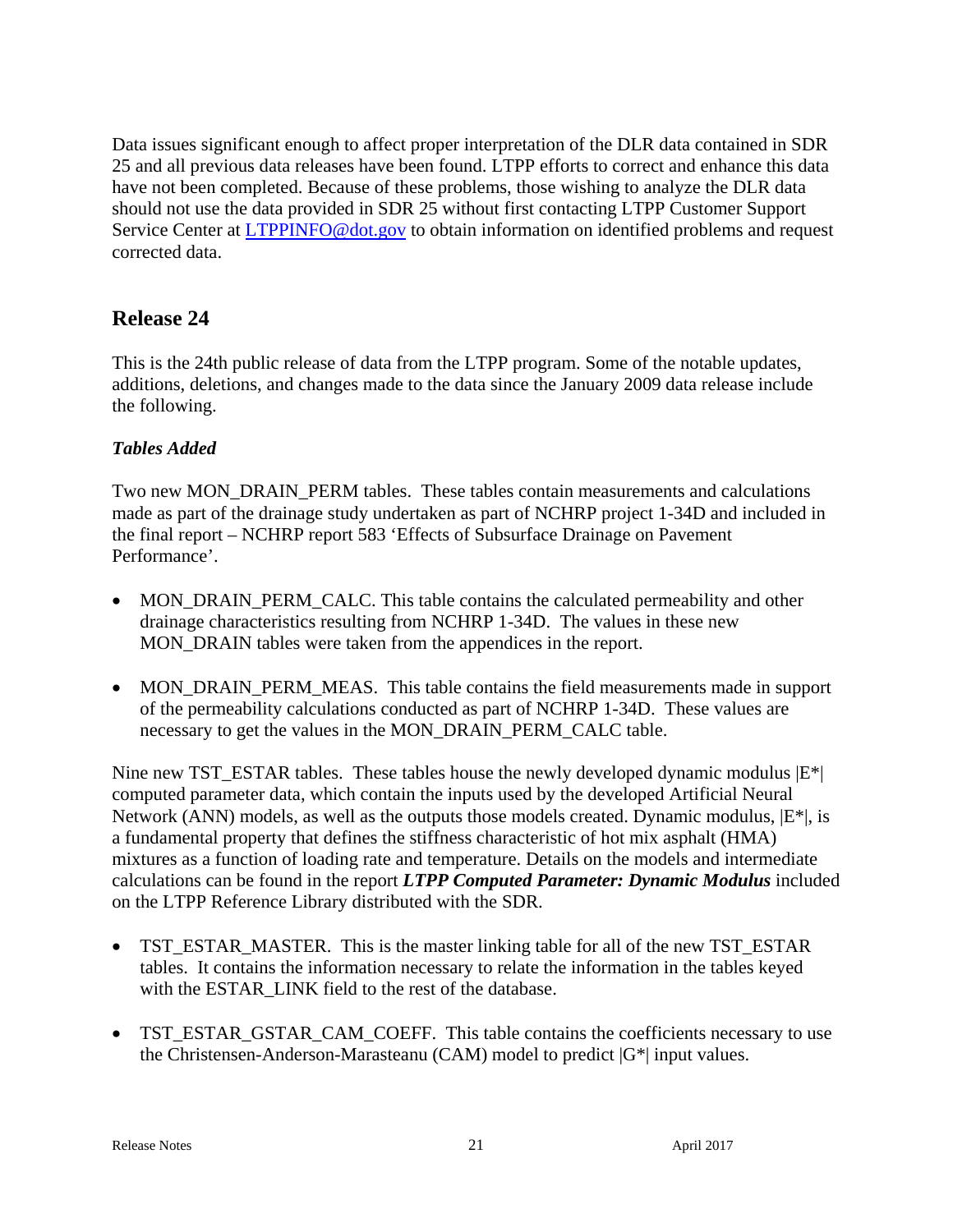Data issues significant enough to affect proper interpretation of the DLR data contained in SDR 25 and all previous data releases have been found. LTPP efforts to correct and enhance this data have not been completed. Because of these problems, those wishing to analyze the DLR data should not use the data provided in SDR 25 without first contacting LTPP Customer Support Service Center at LTPPINFO@dot.gov to obtain information on identified problems and request corrected data.

## Release 24

This is the 24th public release of data from the LTPP program. Some of the notable updates, additions, deletions, and changes made to the data since the January 2009 data release include the following.

### *Tables Added*

Two new MON_DRAIN_PERM tables. These tables contain measurements and calculations made as part of the drainage study undertaken as part of NCHRP project 1-34D and included in the final report – NCHRP report 583 'Effects of Subsurface Drainage on Pavement Performance'.

- MON_DRAIN_PERM_CALC. This table contains the calculated permeability and other drainage characteristics resulting from NCHRP 1-34D. The values in these new MON_DRAIN tables were taken from the appendices in the report.
- MON_DRAIN_PERM_MEAS. This table contains the field measurements made in support of the permeability calculations conducted as part of NCHRP 1-34D. These values are necessary to get the values in the MON_DRAIN_PERM_CALC table.

Nine new TST_ESTAR tables. These tables house the newly developed dynamic modulus |E*| computed parameter data, which contain the inputs used by the developed Artificial Neural Network (ANN) models, as well as the outputs those models created. Dynamic modulus, |E*|, is a fundamental property that defines the stiffness characteristic of hot mix asphalt (HMA) mixtures as a function of loading rate and temperature. Details on the models and intermediate calculations can be found in the report ***LTPP Computed Parameter: Dynamic Modulus*** included on the LTPP Reference Library distributed with the SDR.

- TST_ESTAR_MASTER. This is the master linking table for all of the new TST_ESTAR tables. It contains the information necessary to relate the information in the tables keyed with the ESTAR_LINK field to the rest of the database.
- TST_ESTAR_GSTAR_CAM_COEFF. This table contains the coefficients necessary to use the Christensen-Anderson-Marasteanu (CAM) model to predict |G*| input values.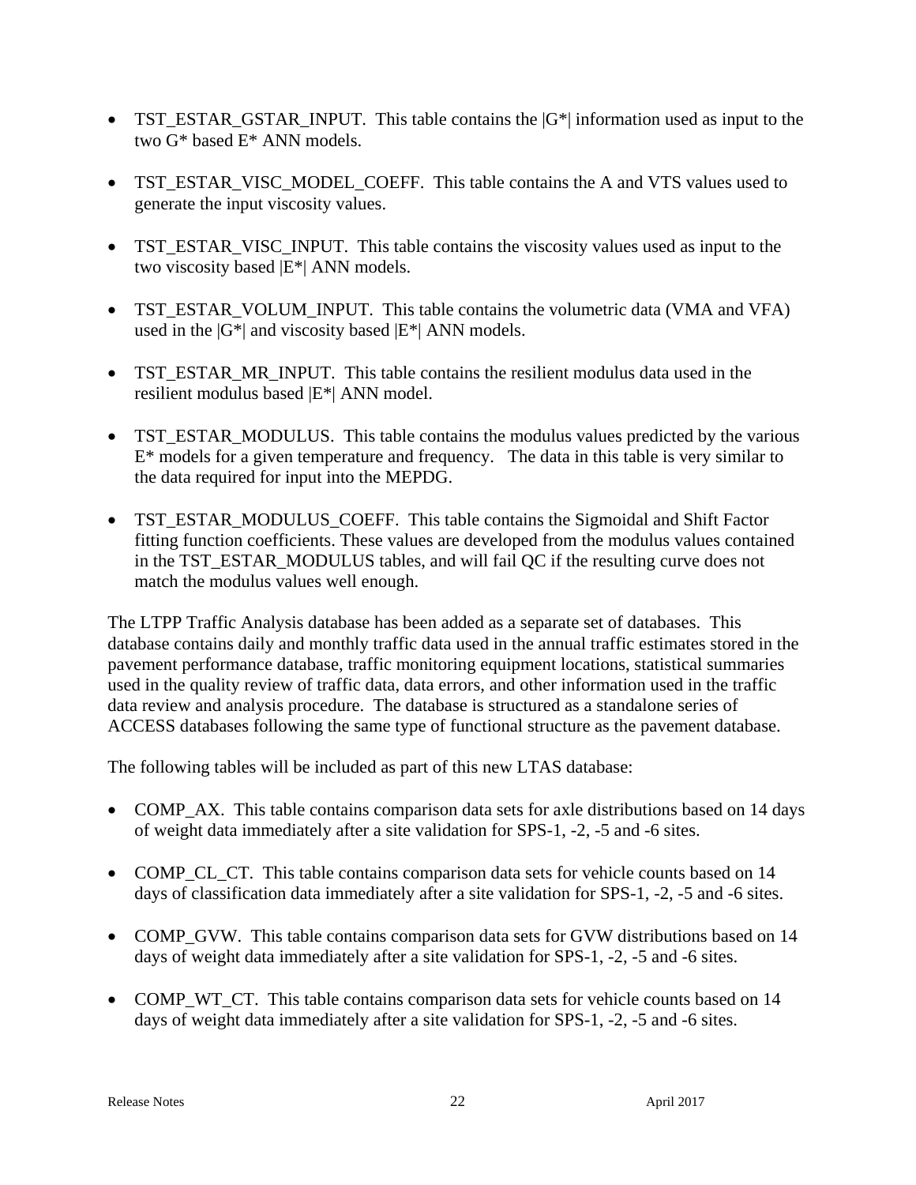- TST_ESTAR_GSTAR_INPUT. This table contains the |G*| information used as input to the two G* based E* ANN models.

- TST_ESTAR_VISC_MODEL_COEFF. This table contains the A and VTS values used to generate the input viscosity values.

- TST_ESTAR_VISC_INPUT. This table contains the viscosity values used as input to the two viscosity based |E*| ANN models.

- TST_ESTAR_VOLUM_INPUT. This table contains the volumetric data (VMA and VFA) used in the |G*| and viscosity based |E*| ANN models.

- TST_ESTAR_MR_INPUT. This table contains the resilient modulus data used in the resilient modulus based |E*| ANN model.

- TST_ESTAR_MODULUS. This table contains the modulus values predicted by the various E* models for a given temperature and frequency. The data in this table is very similar to the data required for input into the MEPDG.

- TST_ESTAR_MODULUS_COEFF. This table contains the Sigmoidal and Shift Factor fitting function coefficients. These values are developed from the modulus values contained in the TST_ESTAR_MODULUS tables, and will fail QC if the resulting curve does not match the modulus values well enough.

The LTPP Traffic Analysis database has been added as a separate set of databases. This database contains daily and monthly traffic data used in the annual traffic estimates stored in the pavement performance database, traffic monitoring equipment locations, statistical summaries used in the quality review of traffic data, data errors, and other information used in the traffic data review and analysis procedure. The database is structured as a standalone series of ACCESS databases following the same type of functional structure as the pavement database.

The following tables will be included as part of this new LTAS database:

- COMP_AX. This table contains comparison data sets for axle distributions based on 14 days of weight data immediately after a site validation for SPS-1, -2, -5 and -6 sites.

- COMP_CL_CT. This table contains comparison data sets for vehicle counts based on 14 days of classification data immediately after a site validation for SPS-1, -2, -5 and -6 sites.

- COMP_GVW. This table contains comparison data sets for GVW distributions based on 14 days of weight data immediately after a site validation for SPS-1, -2, -5 and -6 sites.

- COMP_WT_CT. This table contains comparison data sets for vehicle counts based on 14 days of weight data immediately after a site validation for SPS-1, -2, -5 and -6 sites.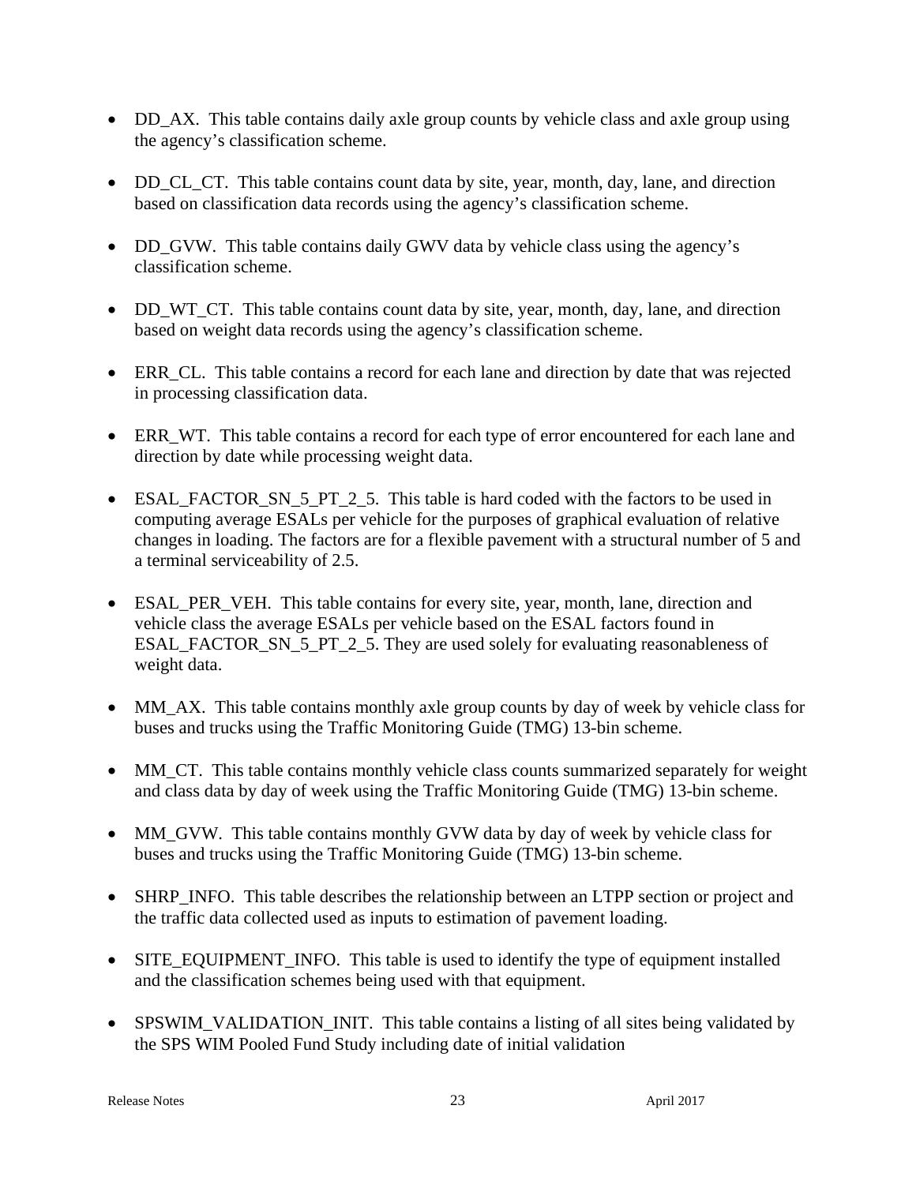- DD_AX. This table contains daily axle group counts by vehicle class and axle group using the agency's classification scheme.

- DD_CL_CT. This table contains count data by site, year, month, day, lane, and direction based on classification data records using the agency's classification scheme.

- DD_GVW. This table contains daily GWV data by vehicle class using the agency's classification scheme.

- DD_WT_CT. This table contains count data by site, year, month, day, lane, and direction based on weight data records using the agency's classification scheme.

- ERR_CL. This table contains a record for each lane and direction by date that was rejected in processing classification data.

- ERR_WT. This table contains a record for each type of error encountered for each lane and direction by date while processing weight data.

- ESAL_FACTOR_SN_5_PT_2_5. This table is hard coded with the factors to be used in computing average ESALs per vehicle for the purposes of graphical evaluation of relative changes in loading. The factors are for a flexible pavement with a structural number of 5 and a terminal serviceability of 2.5.

- ESAL_PER_VEH. This table contains for every site, year, month, lane, direction and vehicle class the average ESALs per vehicle based on the ESAL factors found in ESAL_FACTOR_SN_5_PT_2_5. They are used solely for evaluating reasonableness of weight data.

- MM_AX. This table contains monthly axle group counts by day of week by vehicle class for buses and trucks using the Traffic Monitoring Guide (TMG) 13-bin scheme.

- MM_CT. This table contains monthly vehicle class counts summarized separately for weight and class data by day of week using the Traffic Monitoring Guide (TMG) 13-bin scheme.

- MM_GVW. This table contains monthly GVW data by day of week by vehicle class for buses and trucks using the Traffic Monitoring Guide (TMG) 13-bin scheme.

- SHRP_INFO. This table describes the relationship between an LTPP section or project and the traffic data collected used as inputs to estimation of pavement loading.

- SITE_EQUIPMENT_INFO. This table is used to identify the type of equipment installed and the classification schemes being used with that equipment.

- SPSWIM_VALIDATION_INIT. This table contains a listing of all sites being validated by the SPS WIM Pooled Fund Study including date of initial validation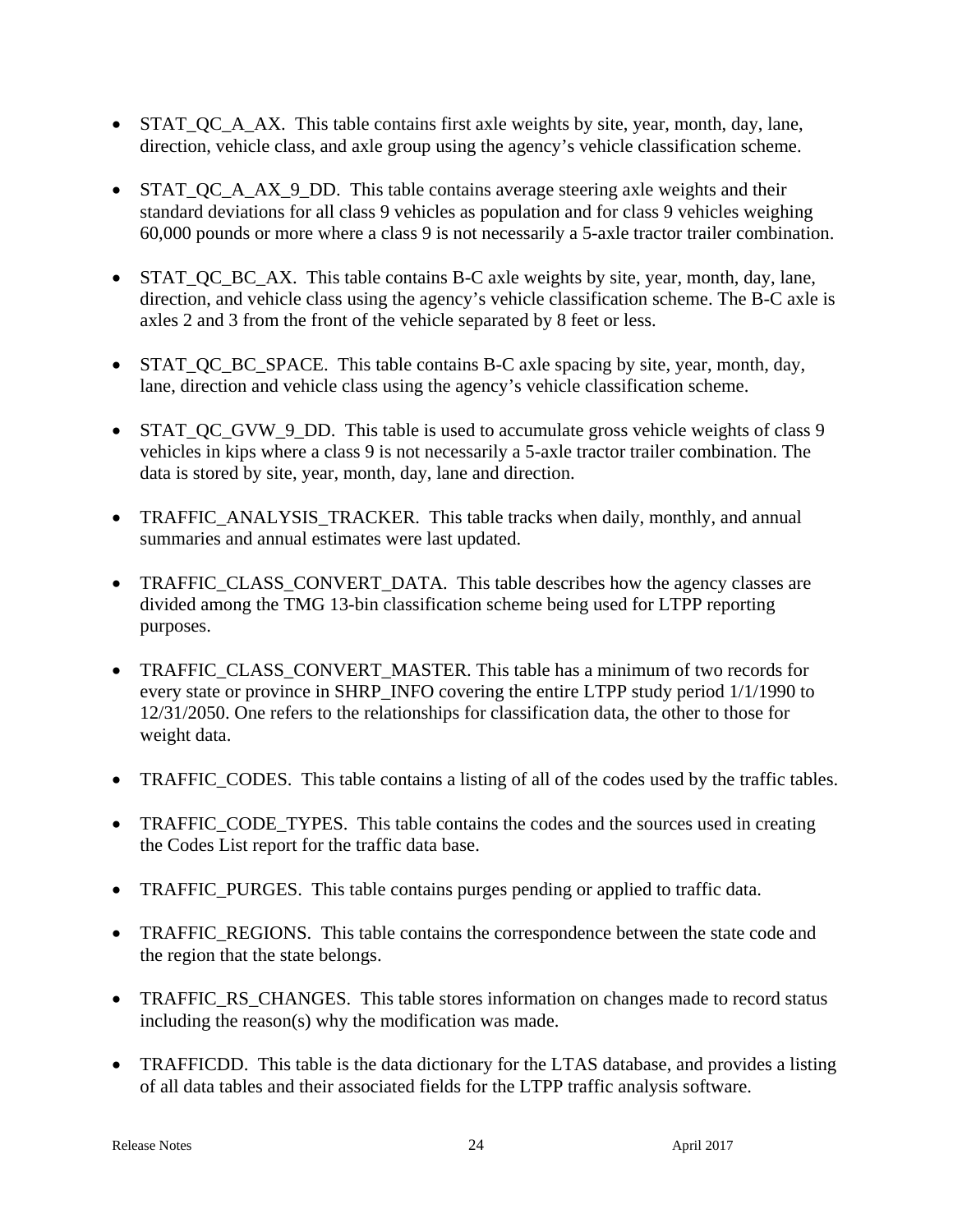- STAT_QC_A_AX. This table contains first axle weights by site, year, month, day, lane, direction, vehicle class, and axle group using the agency's vehicle classification scheme.

- STAT_QC_A_AX_9_DD. This table contains average steering axle weights and their standard deviations for all class 9 vehicles as population and for class 9 vehicles weighing 60,000 pounds or more where a class 9 is not necessarily a 5-axle tractor trailer combination.

- STAT_QC_BC_AX. This table contains B-C axle weights by site, year, month, day, lane, direction, and vehicle class using the agency's vehicle classification scheme. The B-C axle is axles 2 and 3 from the front of the vehicle separated by 8 feet or less.

- STAT_QC_BC_SPACE. This table contains B-C axle spacing by site, year, month, day, lane, direction and vehicle class using the agency's vehicle classification scheme.

- STAT_QC_GVW_9_DD. This table is used to accumulate gross vehicle weights of class 9 vehicles in kips where a class 9 is not necessarily a 5-axle tractor trailer combination. The data is stored by site, year, month, day, lane and direction.

- TRAFFIC_ANALYSIS_TRACKER. This table tracks when daily, monthly, and annual summaries and annual estimates were last updated.

- TRAFFIC_CLASS_CONVERT_DATA. This table describes how the agency classes are divided among the TMG 13-bin classification scheme being used for LTPP reporting purposes.

- TRAFFIC_CLASS_CONVERT_MASTER. This table has a minimum of two records for every state or province in SHRP_INFO covering the entire LTPP study period 1/1/1990 to 12/31/2050. One refers to the relationships for classification data, the other to those for weight data.

- TRAFFIC_CODES. This table contains a listing of all of the codes used by the traffic tables.

- TRAFFIC_CODE_TYPES. This table contains the codes and the sources used in creating the Codes List report for the traffic data base.

- TRAFFIC_PURGES. This table contains purges pending or applied to traffic data.

- TRAFFIC_REGIONS. This table contains the correspondence between the state code and the region that the state belongs.

- TRAFFIC_RS_CHANGES. This table stores information on changes made to record status including the reason(s) why the modification was made.

- TRAFFICDD. This table is the data dictionary for the LTAS database, and provides a listing of all data tables and their associated fields for the LTPP traffic analysis software.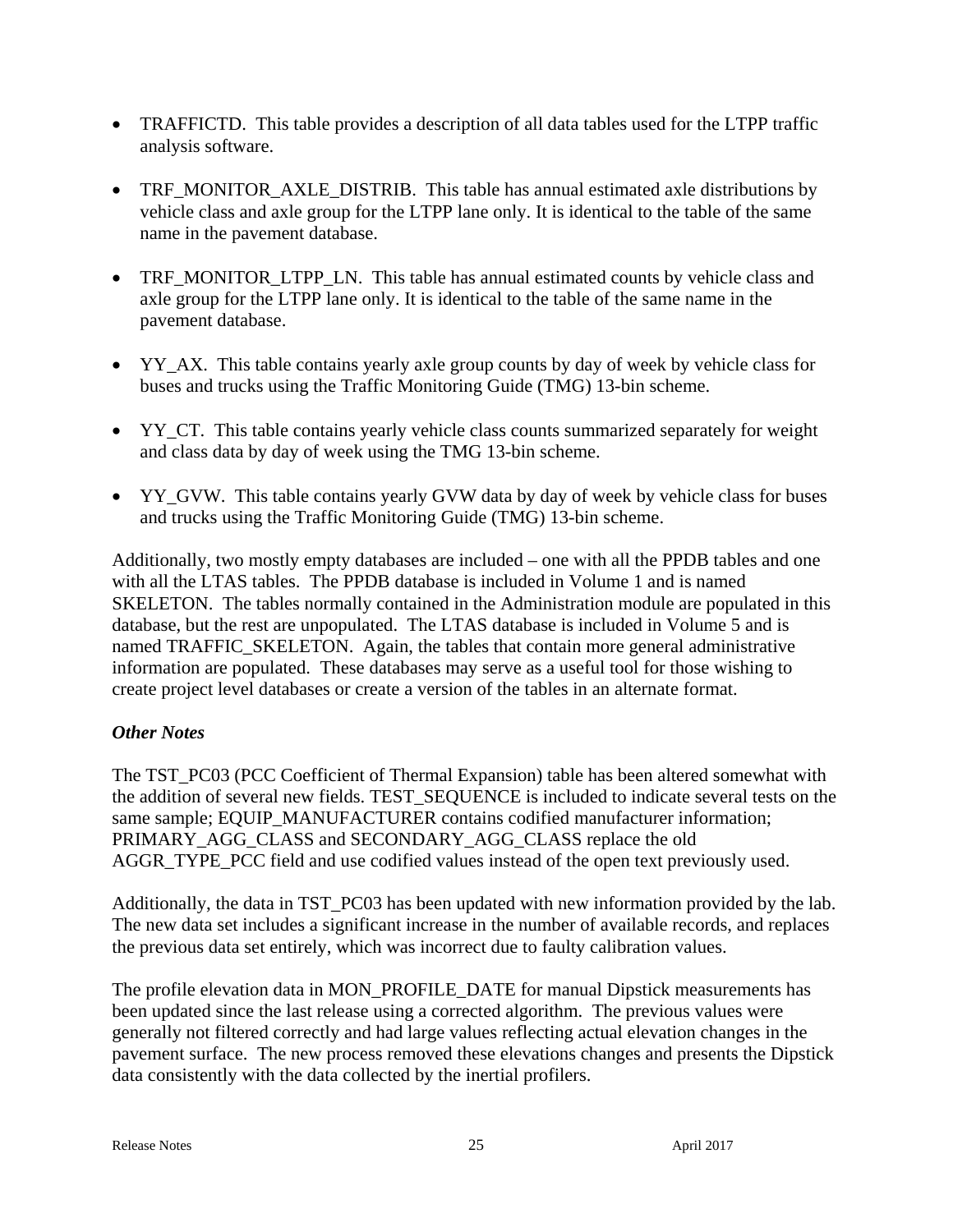- TRAFFICTD. This table provides a description of all data tables used for the LTPP traffic analysis software.

- TRF_MONITOR_AXLE_DISTRIB. This table has annual estimated axle distributions by vehicle class and axle group for the LTPP lane only. It is identical to the table of the same name in the pavement database.

- TRF_MONITOR_LTPP_LN. This table has annual estimated counts by vehicle class and axle group for the LTPP lane only. It is identical to the table of the same name in the pavement database.

- YY_AX. This table contains yearly axle group counts by day of week by vehicle class for buses and trucks using the Traffic Monitoring Guide (TMG) 13-bin scheme.

- YY_CT. This table contains yearly vehicle class counts summarized separately for weight and class data by day of week using the TMG 13-bin scheme.

- YY_GVW. This table contains yearly GVW data by day of week by vehicle class for buses and trucks using the Traffic Monitoring Guide (TMG) 13-bin scheme.

Additionally, two mostly empty databases are included – one with all the PPDB tables and one with all the LTAS tables. The PPDB database is included in Volume 1 and is named SKELETON. The tables normally contained in the Administration module are populated in this database, but the rest are unpopulated. The LTAS database is included in Volume 5 and is named TRAFFIC_SKELETON. Again, the tables that contain more general administrative information are populated. These databases may serve as a useful tool for those wishing to create project level databases or create a version of the tables in an alternate format.

### *Other Notes*

The TST_PC03 (PCC Coefficient of Thermal Expansion) table has been altered somewhat with the addition of several new fields. TEST_SEQUENCE is included to indicate several tests on the same sample; EQUIP_MANUFACTURER contains codified manufacturer information; PRIMARY_AGG_CLASS and SECONDARY_AGG_CLASS replace the old AGGR_TYPE_PCC field and use codified values instead of the open text previously used.

Additionally, the data in TST_PC03 has been updated with new information provided by the lab. The new data set includes a significant increase in the number of available records, and replaces the previous data set entirely, which was incorrect due to faulty calibration values.

The profile elevation data in MON_PROFILE_DATE for manual Dipstick measurements has been updated since the last release using a corrected algorithm. The previous values were generally not filtered correctly and had large values reflecting actual elevation changes in the pavement surface. The new process removed these elevations changes and presents the Dipstick data consistently with the data collected by the inertial profilers.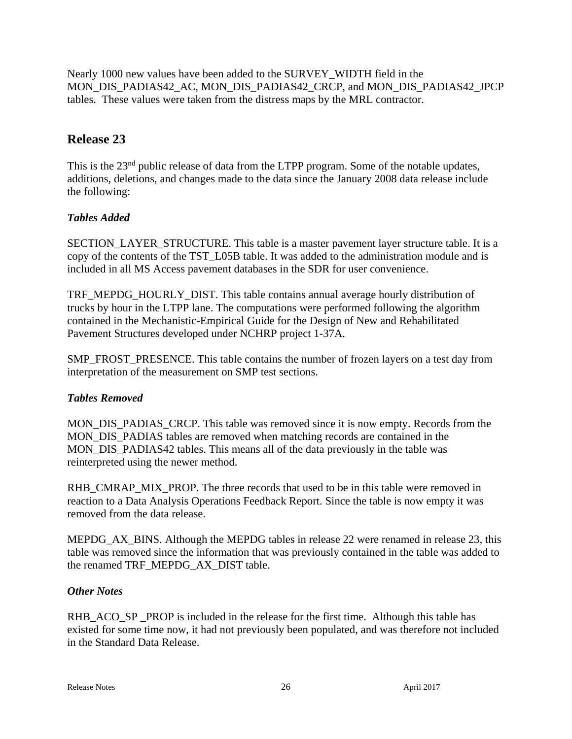Nearly 1000 new values have been added to the SURVEY_WIDTH field in the MON_DIS_PADIAS42_AC, MON_DIS_PADIAS42_CRCP, and MON_DIS_PADIAS42_JPCP tables. These values were taken from the distress maps by the MRL contractor.

## Release 23

This is the 23rd public release of data from the LTPP program. Some of the notable updates, additions, deletions, and changes made to the data since the January 2008 data release include the following:

### *Tables Added*

SECTION_LAYER_STRUCTURE. This table is a master pavement layer structure table. It is a copy of the contents of the TST_L05B table. It was added to the administration module and is included in all MS Access pavement databases in the SDR for user convenience.

TRF_MEPDG_HOURLY_DIST. This table contains annual average hourly distribution of trucks by hour in the LTPP lane. The computations were performed following the algorithm contained in the Mechanistic-Empirical Guide for the Design of New and Rehabilitated Pavement Structures developed under NCHRP project 1-37A.

SMP_FROST_PRESENCE. This table contains the number of frozen layers on a test day from interpretation of the measurement on SMP test sections.

### *Tables Removed*

MON_DIS_PADIAS_CRCP. This table was removed since it is now empty. Records from the MON_DIS_PADIAS tables are removed when matching records are contained in the MON_DIS_PADIAS42 tables. This means all of the data previously in the table was reinterpreted using the newer method.

RHB_CMRAP_MIX_PROP. The three records that used to be in this table were removed in reaction to a Data Analysis Operations Feedback Report. Since the table is now empty it was removed from the data release.

MEPDG_AX_BINS. Although the MEPDG tables in release 22 were renamed in release 23, this table was removed since the information that was previously contained in the table was added to the renamed TRF_MEPDG_AX_DIST table.

### *Other Notes*

RHB_ACO_SP _PROP is included in the release for the first time. Although this table has existed for some time now, it had not previously been populated, and was therefore not included in the Standard Data Release.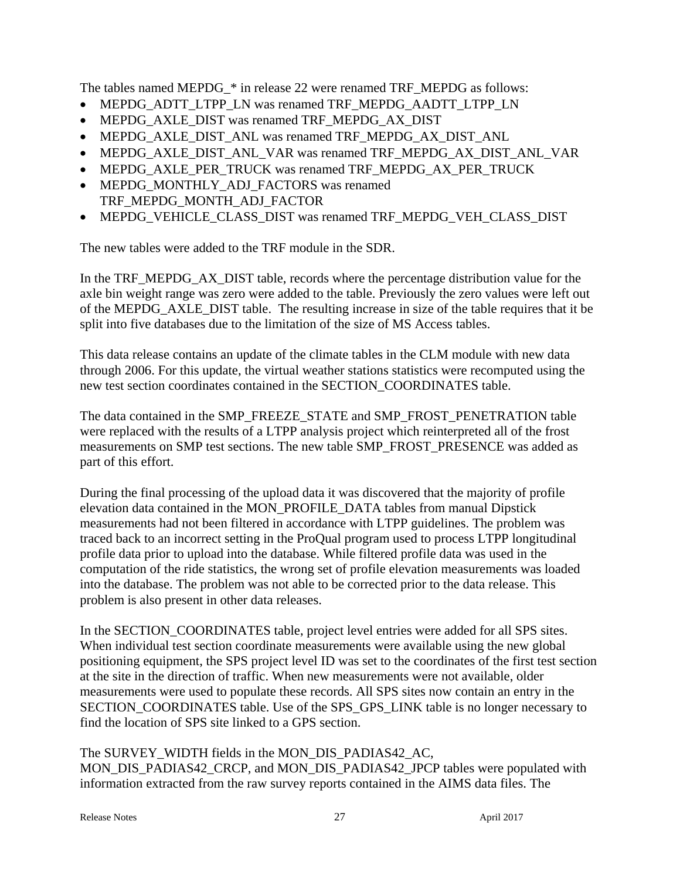The tables named MEPDG_* in release 22 were renamed TRF_MEPDG as follows:

- MEPDG_ADTT_LTPP_LN was renamed TRF_MEPDG_AADTT_LTPP_LN
- MEPDG_AXLE_DIST was renamed TRF_MEPDG_AX_DIST
- MEPDG_AXLE_DIST_ANL was renamed TRF_MEPDG_AX_DIST_ANL
- MEPDG_AXLE_DIST_ANL_VAR was renamed TRF_MEPDG_AX_DIST_ANL_VAR
- MEPDG_AXLE_PER_TRUCK was renamed TRF_MEPDG_AX_PER_TRUCK
- MEPDG_MONTHLY_ADJ_FACTORS was renamed TRF_MEPDG_MONTH_ADJ_FACTOR
- MEPDG_VEHICLE_CLASS_DIST was renamed TRF_MEPDG_VEH_CLASS_DIST

The new tables were added to the TRF module in the SDR.

In the TRF_MEPDG_AX_DIST table, records where the percentage distribution value for the axle bin weight range was zero were added to the table. Previously the zero values were left out of the MEPDG_AXLE_DIST table. The resulting increase in size of the table requires that it be split into five databases due to the limitation of the size of MS Access tables.

This data release contains an update of the climate tables in the CLM module with new data through 2006. For this update, the virtual weather stations statistics were recomputed using the new test section coordinates contained in the SECTION_COORDINATES table.

The data contained in the SMP_FREEZE_STATE and SMP_FROST_PENETRATION table were replaced with the results of a LTPP analysis project which reinterpreted all of the frost measurements on SMP test sections. The new table SMP_FROST_PRESENCE was added as part of this effort.

During the final processing of the upload data it was discovered that the majority of profile elevation data contained in the MON_PROFILE_DATA tables from manual Dipstick measurements had not been filtered in accordance with LTPP guidelines. The problem was traced back to an incorrect setting in the ProQual program used to process LTPP longitudinal profile data prior to upload into the database. While filtered profile data was used in the computation of the ride statistics, the wrong set of profile elevation measurements was loaded into the database. The problem was not able to be corrected prior to the data release. This problem is also present in other data releases.

In the SECTION_COORDINATES table, project level entries were added for all SPS sites. When individual test section coordinate measurements were available using the new global positioning equipment, the SPS project level ID was set to the coordinates of the first test section at the site in the direction of traffic. When new measurements were not available, older measurements were used to populate these records. All SPS sites now contain an entry in the SECTION_COORDINATES table. Use of the SPS_GPS_LINK table is no longer necessary to find the location of SPS site linked to a GPS section.

The SURVEY_WIDTH fields in the MON_DIS_PADIAS42_AC, MON_DIS_PADIAS42_CRCP, and MON_DIS_PADIAS42_JPCP tables were populated with information extracted from the raw survey reports contained in the AIMS data files. The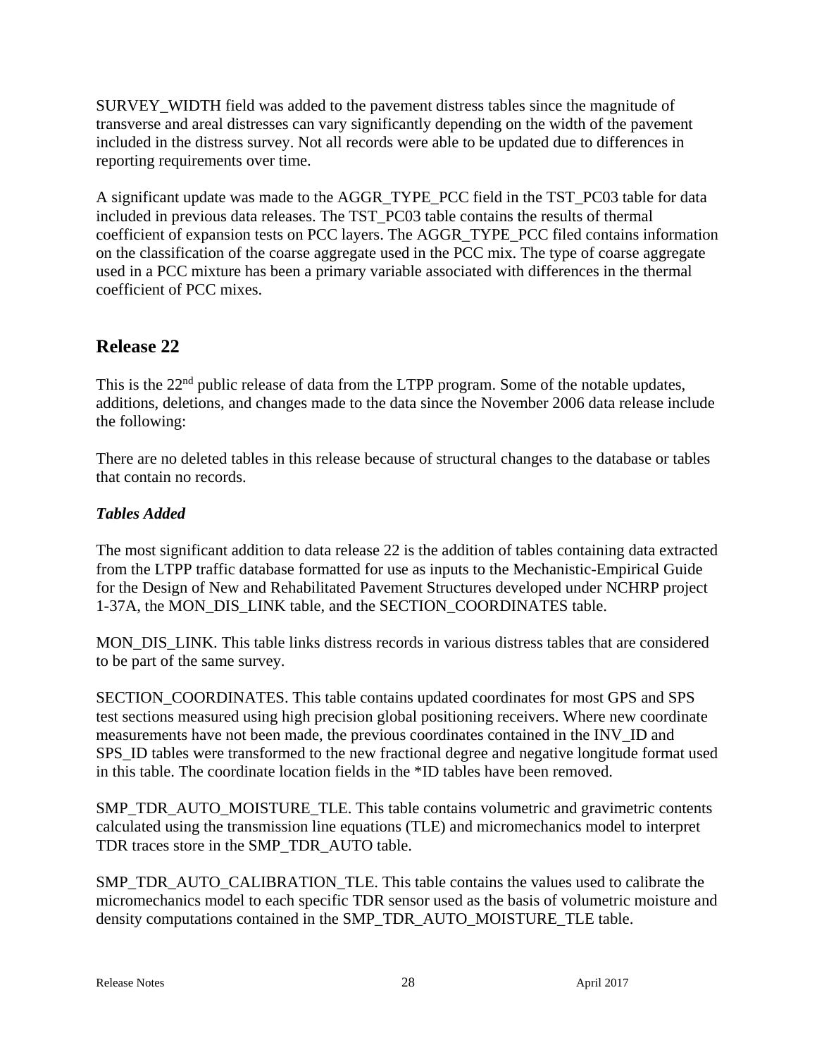SURVEY_WIDTH field was added to the pavement distress tables since the magnitude of transverse and areal distresses can vary significantly depending on the width of the pavement included in the distress survey. Not all records were able to be updated due to differences in reporting requirements over time.

A significant update was made to the AGGR_TYPE_PCC field in the TST_PC03 table for data included in previous data releases. The TST_PC03 table contains the results of thermal coefficient of expansion tests on PCC layers. The AGGR_TYPE_PCC filed contains information on the classification of the coarse aggregate used in the PCC mix. The type of coarse aggregate used in a PCC mixture has been a primary variable associated with differences in the thermal coefficient of PCC mixes.

## Release 22

This is the 22nd public release of data from the LTPP program. Some of the notable updates, additions, deletions, and changes made to the data since the November 2006 data release include the following:

There are no deleted tables in this release because of structural changes to the database or tables that contain no records.

***Tables Added***

The most significant addition to data release 22 is the addition of tables containing data extracted from the LTPP traffic database formatted for use as inputs to the Mechanistic-Empirical Guide for the Design of New and Rehabilitated Pavement Structures developed under NCHRP project 1-37A, the MON_DIS_LINK table, and the SECTION_COORDINATES table.

MON_DIS_LINK. This table links distress records in various distress tables that are considered to be part of the same survey.

SECTION_COORDINATES. This table contains updated coordinates for most GPS and SPS test sections measured using high precision global positioning receivers. Where new coordinate measurements have not been made, the previous coordinates contained in the INV_ID and SPS_ID tables were transformed to the new fractional degree and negative longitude format used in this table. The coordinate location fields in the *ID tables have been removed.

SMP_TDR_AUTO_MOISTURE_TLE. This table contains volumetric and gravimetric contents calculated using the transmission line equations (TLE) and micromechanics model to interpret TDR traces store in the SMP_TDR_AUTO table.

SMP_TDR_AUTO_CALIBRATION_TLE. This table contains the values used to calibrate the micromechanics model to each specific TDR sensor used as the basis of volumetric moisture and density computations contained in the SMP_TDR_AUTO_MOISTURE_TLE table.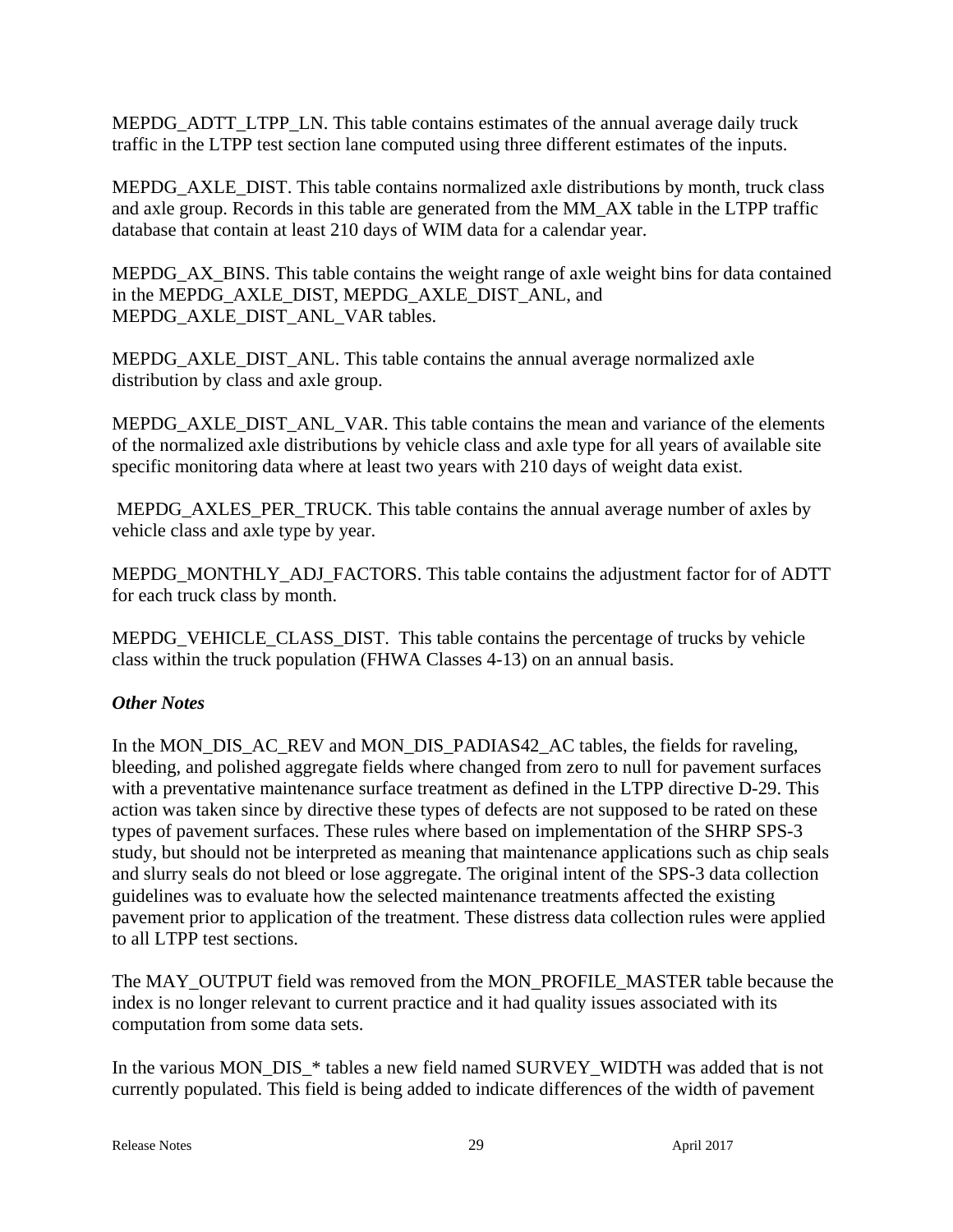MEPDG_ADTT_LTPP_LN. This table contains estimates of the annual average daily truck traffic in the LTPP test section lane computed using three different estimates of the inputs.

MEPDG_AXLE_DIST. This table contains normalized axle distributions by month, truck class and axle group. Records in this table are generated from the MM_AX table in the LTPP traffic database that contain at least 210 days of WIM data for a calendar year.

MEPDG_AX_BINS. This table contains the weight range of axle weight bins for data contained in the MEPDG_AXLE_DIST, MEPDG_AXLE_DIST_ANL, and MEPDG_AXLE_DIST_ANL_VAR tables.

MEPDG_AXLE_DIST_ANL. This table contains the annual average normalized axle distribution by class and axle group.

MEPDG_AXLE_DIST_ANL_VAR. This table contains the mean and variance of the elements of the normalized axle distributions by vehicle class and axle type for all years of available site specific monitoring data where at least two years with 210 days of weight data exist.

MEPDG_AXLES_PER_TRUCK. This table contains the annual average number of axles by vehicle class and axle type by year.

MEPDG_MONTHLY_ADJ_FACTORS. This table contains the adjustment factor for of ADTT for each truck class by month.

MEPDG_VEHICLE_CLASS_DIST. This table contains the percentage of trucks by vehicle class within the truck population (FHWA Classes 4-13) on an annual basis.

***Other Notes***

In the MON_DIS_AC_REV and MON_DIS_PADIAS42_AC tables, the fields for raveling, bleeding, and polished aggregate fields where changed from zero to null for pavement surfaces with a preventative maintenance surface treatment as defined in the LTPP directive D-29. This action was taken since by directive these types of defects are not supposed to be rated on these types of pavement surfaces. These rules where based on implementation of the SHRP SPS-3 study, but should not be interpreted as meaning that maintenance applications such as chip seals and slurry seals do not bleed or lose aggregate. The original intent of the SPS-3 data collection guidelines was to evaluate how the selected maintenance treatments affected the existing pavement prior to application of the treatment. These distress data collection rules were applied to all LTPP test sections.

The MAY_OUTPUT field was removed from the MON_PROFILE_MASTER table because the index is no longer relevant to current practice and it had quality issues associated with its computation from some data sets.

In the various MON_DIS_* tables a new field named SURVEY_WIDTH was added that is not currently populated. This field is being added to indicate differences of the width of pavement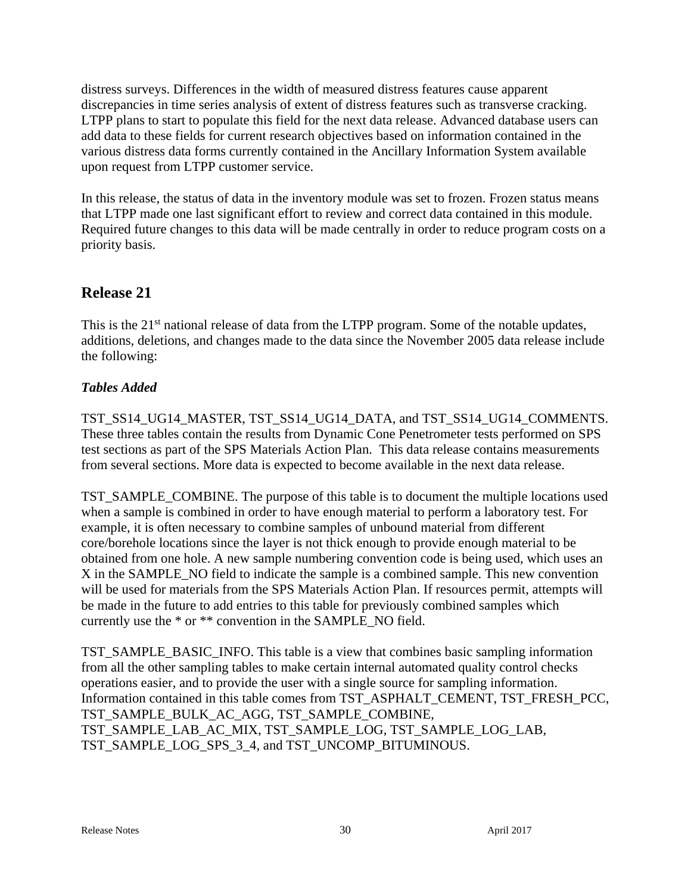distress surveys. Differences in the width of measured distress features cause apparent discrepancies in time series analysis of extent of distress features such as transverse cracking. LTPP plans to start to populate this field for the next data release. Advanced database users can add data to these fields for current research objectives based on information contained in the various distress data forms currently contained in the Ancillary Information System available upon request from LTPP customer service.

In this release, the status of data in the inventory module was set to frozen. Frozen status means that LTPP made one last significant effort to review and correct data contained in this module. Required future changes to this data will be made centrally in order to reduce program costs on a priority basis.

## Release 21

This is the 21st national release of data from the LTPP program. Some of the notable updates, additions, deletions, and changes made to the data since the November 2005 data release include the following:

### *Tables Added*

TST_SS14_UG14_MASTER, TST_SS14_UG14_DATA, and TST_SS14_UG14_COMMENTS. These three tables contain the results from Dynamic Cone Penetrometer tests performed on SPS test sections as part of the SPS Materials Action Plan. This data release contains measurements from several sections. More data is expected to become available in the next data release.

TST_SAMPLE_COMBINE. The purpose of this table is to document the multiple locations used when a sample is combined in order to have enough material to perform a laboratory test. For example, it is often necessary to combine samples of unbound material from different core/borehole locations since the layer is not thick enough to provide enough material to be obtained from one hole. A new sample numbering convention code is being used, which uses an X in the SAMPLE_NO field to indicate the sample is a combined sample. This new convention will be used for materials from the SPS Materials Action Plan. If resources permit, attempts will be made in the future to add entries to this table for previously combined samples which currently use the * or ** convention in the SAMPLE_NO field.

TST_SAMPLE_BASIC_INFO. This table is a view that combines basic sampling information from all the other sampling tables to make certain internal automated quality control checks operations easier, and to provide the user with a single source for sampling information. Information contained in this table comes from TST_ASPHALT_CEMENT, TST_FRESH_PCC, TST_SAMPLE_BULK_AC_AGG, TST_SAMPLE_COMBINE, TST_SAMPLE_LAB_AC_MIX, TST_SAMPLE_LOG, TST_SAMPLE_LOG_LAB, TST_SAMPLE_LOG_SPS_3_4, and TST_UNCOMP_BITUMINOUS.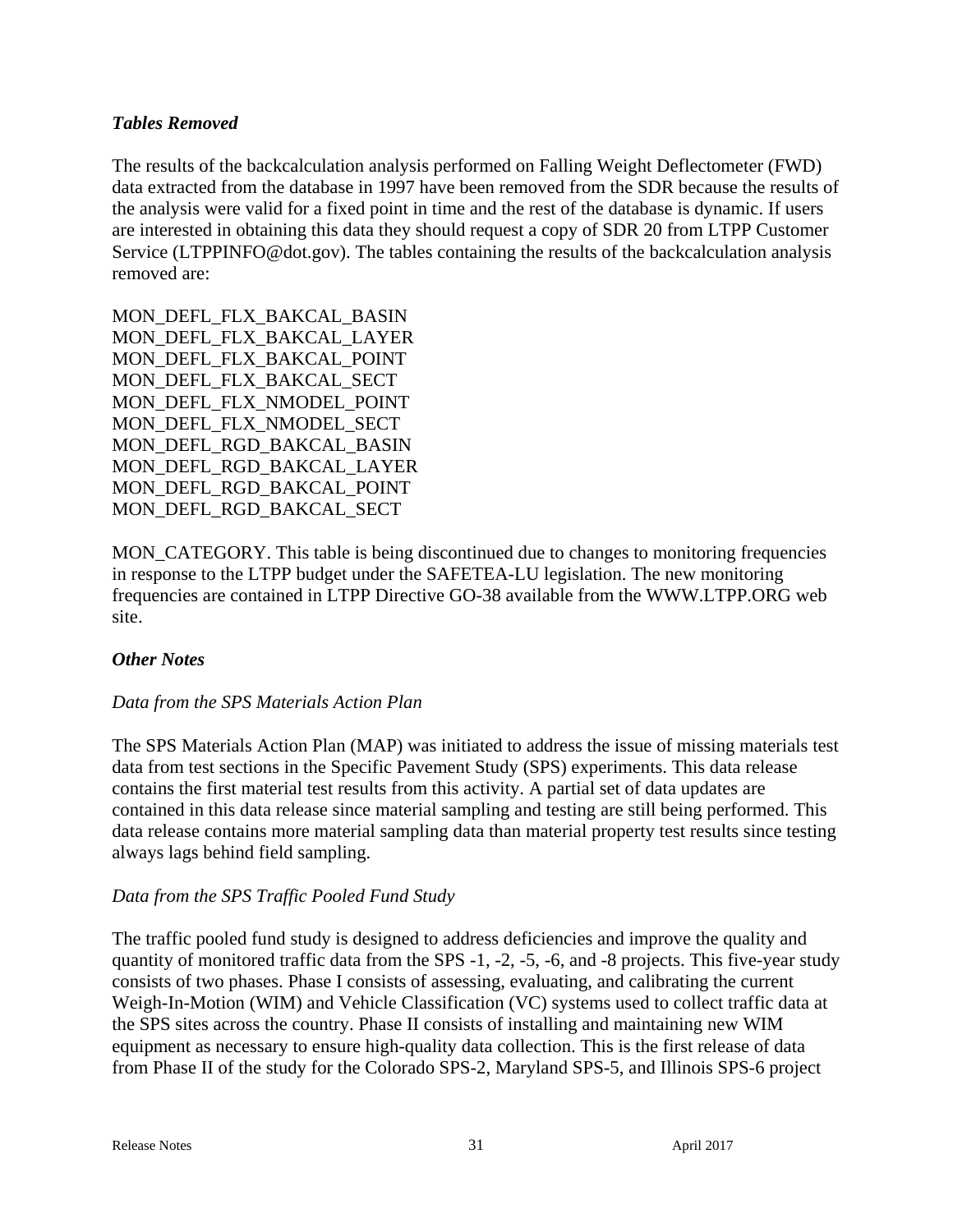### *Tables Removed*

The results of the backcalculation analysis performed on Falling Weight Deflectometer (FWD) data extracted from the database in 1997 have been removed from the SDR because the results of the analysis were valid for a fixed point in time and the rest of the database is dynamic. If users are interested in obtaining this data they should request a copy of SDR 20 from LTPP Customer Service (LTPPINFO@dot.gov). The tables containing the results of the backcalculation analysis removed are:

MON_DEFL_FLX_BAKCAL_BASIN
MON_DEFL_FLX_BAKCAL_LAYER
MON_DEFL_FLX_BAKCAL_POINT
MON_DEFL_FLX_BAKCAL_SECT
MON_DEFL_FLX_NMODEL_POINT
MON_DEFL_FLX_NMODEL_SECT
MON_DEFL_RGD_BAKCAL_BASIN
MON_DEFL_RGD_BAKCAL_LAYER
MON_DEFL_RGD_BAKCAL_POINT
MON_DEFL_RGD_BAKCAL_SECT

MON_CATEGORY. This table is being discontinued due to changes to monitoring frequencies in response to the LTPP budget under the SAFETEA-LU legislation. The new monitoring frequencies are contained in LTPP Directive GO-38 available from the WWW.LTPP.ORG web site.

### *Other Notes*

*Data from the SPS Materials Action Plan*

The SPS Materials Action Plan (MAP) was initiated to address the issue of missing materials test data from test sections in the Specific Pavement Study (SPS) experiments. This data release contains the first material test results from this activity. A partial set of data updates are contained in this data release since material sampling and testing are still being performed. This data release contains more material sampling data than material property test results since testing always lags behind field sampling.

*Data from the SPS Traffic Pooled Fund Study*

The traffic pooled fund study is designed to address deficiencies and improve the quality and quantity of monitored traffic data from the SPS -1, -2, -5, -6, and -8 projects. This five-year study consists of two phases. Phase I consists of assessing, evaluating, and calibrating the current Weigh-In-Motion (WIM) and Vehicle Classification (VC) systems used to collect traffic data at the SPS sites across the country. Phase II consists of installing and maintaining new WIM equipment as necessary to ensure high-quality data collection. This is the first release of data from Phase II of the study for the Colorado SPS-2, Maryland SPS-5, and Illinois SPS-6 project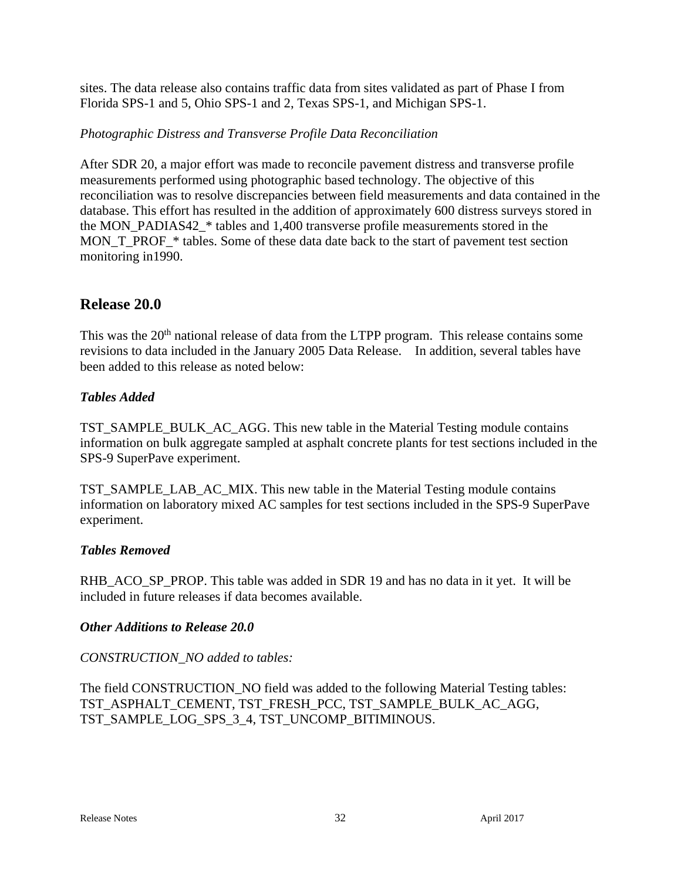sites. The data release also contains traffic data from sites validated as part of Phase I from Florida SPS-1 and 5, Ohio SPS-1 and 2, Texas SPS-1, and Michigan SPS-1.

*Photographic Distress and Transverse Profile Data Reconciliation*

After SDR 20, a major effort was made to reconcile pavement distress and transverse profile measurements performed using photographic based technology. The objective of this reconciliation was to resolve discrepancies between field measurements and data contained in the database. This effort has resulted in the addition of approximately 600 distress surveys stored in the MON_PADIAS42_* tables and 1,400 transverse profile measurements stored in the MON_T_PROF_* tables. Some of these data date back to the start of pavement test section monitoring in1990.

## Release 20.0

This was the 20th national release of data from the LTPP program. This release contains some revisions to data included in the January 2005 Data Release. In addition, several tables have been added to this release as noted below:

### *Tables Added*

TST_SAMPLE_BULK_AC_AGG. This new table in the Material Testing module contains information on bulk aggregate sampled at asphalt concrete plants for test sections included in the SPS-9 SuperPave experiment.

TST_SAMPLE_LAB_AC_MIX. This new table in the Material Testing module contains information on laboratory mixed AC samples for test sections included in the SPS-9 SuperPave experiment.

### *Tables Removed*

RHB_ACO_SP_PROP. This table was added in SDR 19 and has no data in it yet. It will be included in future releases if data becomes available.

### *Other Additions to Release 20.0*

*CONSTRUCTION_NO added to tables:*

The field CONSTRUCTION_NO field was added to the following Material Testing tables: TST_ASPHALT_CEMENT, TST_FRESH_PCC, TST_SAMPLE_BULK_AC_AGG, TST_SAMPLE_LOG_SPS_3_4, TST_UNCOMP_BITIMINOUS.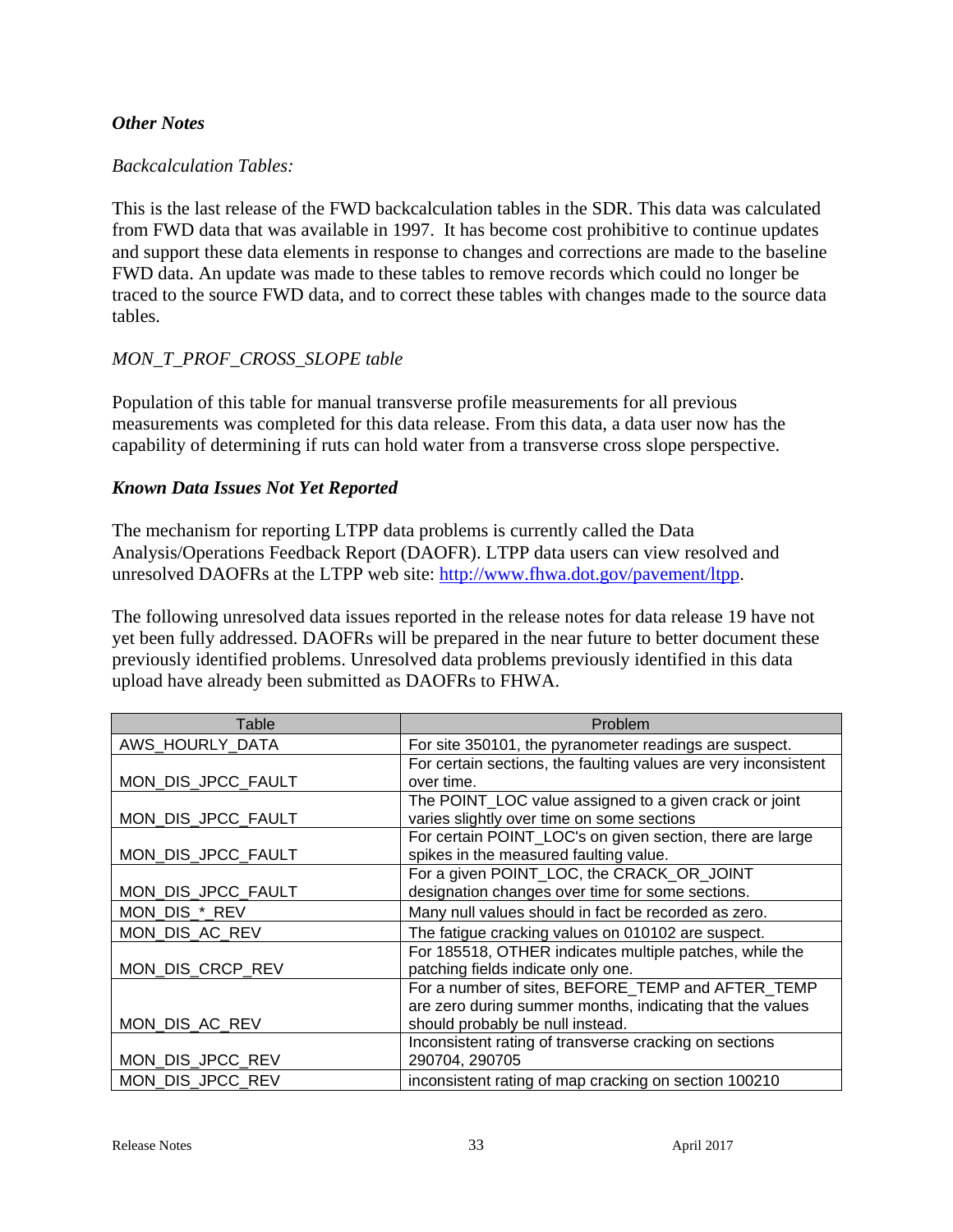### ***Other Notes***

*Backcalculation Tables:*

This is the last release of the FWD backcalculation tables in the SDR. This data was calculated from FWD data that was available in 1997. It has become cost prohibitive to continue updates and support these data elements in response to changes and corrections are made to the baseline FWD data. An update was made to these tables to remove records which could no longer be traced to the source FWD data, and to correct these tables with changes made to the source data tables.

*MON_T_PROF_CROSS_SLOPE table*

Population of this table for manual transverse profile measurements for all previous measurements was completed for this data release. From this data, a data user now has the capability of determining if ruts can hold water from a transverse cross slope perspective.

### ***Known Data Issues Not Yet Reported***

The mechanism for reporting LTPP data problems is currently called the Data Analysis/Operations Feedback Report (DAOFR). LTPP data users can view resolved and unresolved DAOFRs at the LTPP web site: [http://www.fhwa.dot.gov/pavement/ltpp](http://www.fhwa.dot.gov/pavement/ltpp).

The following unresolved data issues reported in the release notes for data release 19 have not yet been fully addressed. DAOFRs will be prepared in the near future to better document these previously identified problems. Unresolved data problems previously identified in this data upload have already been submitted as DAOFRs to FHWA.

| Table | Problem |
|---|---|
| AWS_HOURLY_DATA | For site 350101, the pyranometer readings are suspect. |
| MON_DIS_JPCC_FAULT | For certain sections, the faulting values are very inconsistent over time. |
| MON_DIS_JPCC_FAULT | The POINT_LOC value assigned to a given crack or joint varies slightly over time on some sections |
| MON_DIS_JPCC_FAULT | For certain POINT_LOC's on given section, there are large spikes in the measured faulting value. |
| MON_DIS_JPCC_FAULT | For a given POINT_LOC, the CRACK_OR_JOINT designation changes over time for some sections. |
| MON_DIS_*_REV | Many null values should in fact be recorded as zero. |
| MON_DIS_AC_REV | The fatigue cracking values on 010102 are suspect. |
| MON_DIS_CRCP_REV | For 185518, OTHER indicates multiple patches, while the patching fields indicate only one. |
| MON_DIS_AC_REV | For a number of sites, BEFORE_TEMP and AFTER_TEMP are zero during summer months, indicating that the values should probably be null instead. |
| MON_DIS_JPCC_REV | Inconsistent rating of transverse cracking on sections 290704, 290705 |
| MON_DIS_JPCC_REV | inconsistent rating of map cracking on section 100210 |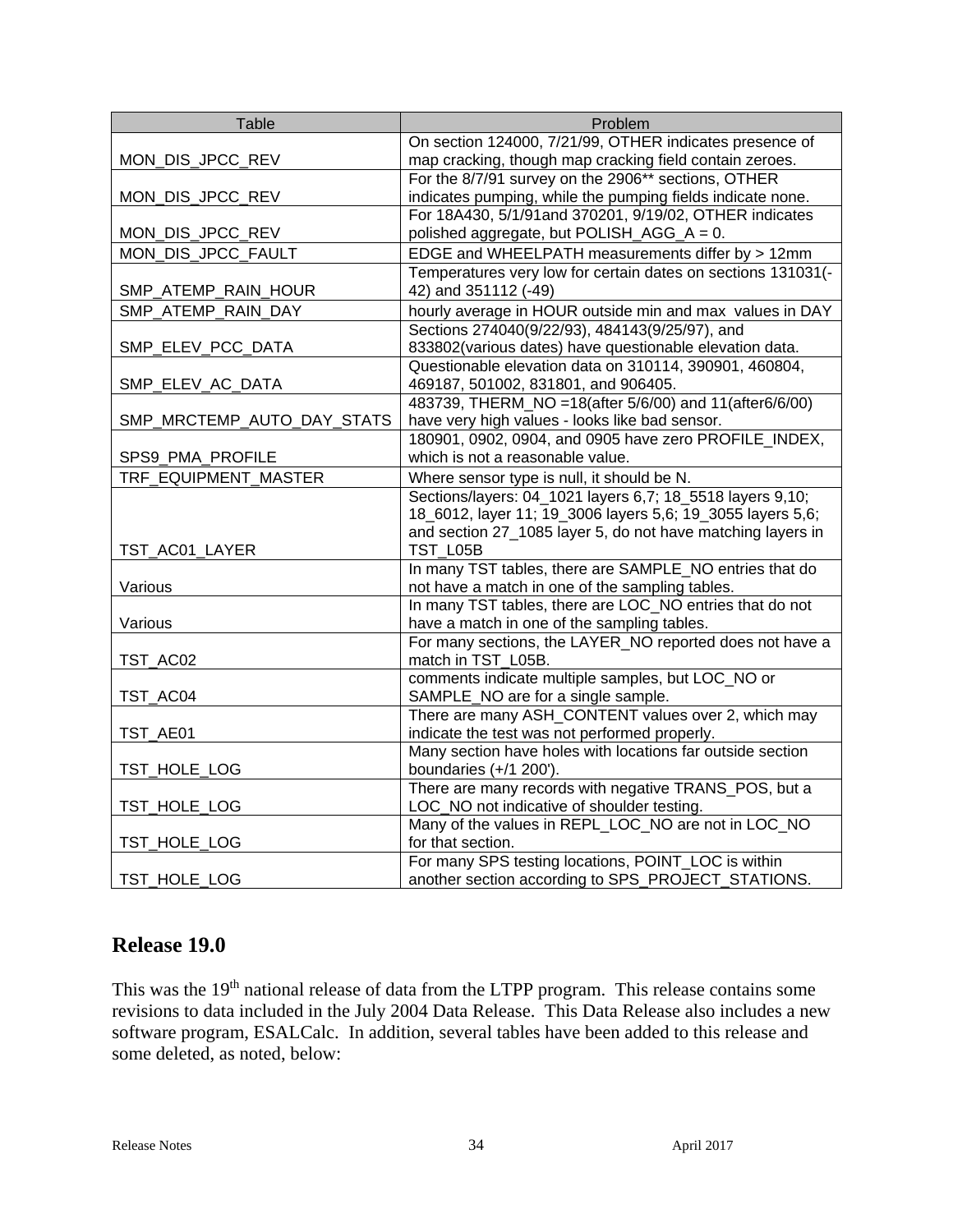| Table | Problem |
|---|---|
| MON_DIS_JPCC_REV | On section 124000, 7/21/99, OTHER indicates presence of map cracking, though map cracking field contain zeroes. |
| MON_DIS_JPCC_REV | For the 8/7/91 survey on the 2906** sections, OTHER indicates pumping, while the pumping fields indicate none. |
| MON_DIS_JPCC_REV | For 18A430, 5/1/91and 370201, 9/19/02, OTHER indicates polished aggregate, but POLISH_AGG_A = 0. |
| MON_DIS_JPCC_FAULT | EDGE and WHEELPATH measurements differ by > 12mm |
| SMP_ATEMP_RAIN_HOUR | Temperatures very low for certain dates on sections 131031(-42) and 351112 (-49) |
| SMP_ATEMP_RAIN_DAY | hourly average in HOUR outside min and max values in DAY |
| SMP_ELEV_PCC_DATA | Sections 274040(9/22/93), 484143(9/25/97), and 833802(various dates) have questionable elevation data. |
| SMP_ELEV_AC_DATA | Questionable elevation data on 310114, 390901, 460804, 469187, 501002, 831801, and 906405. |
| SMP_MRCTEMP_AUTO_DAY_STATS | 483739, THERM_NO =18(after 5/6/00) and 11(after6/6/00) have very high values - looks like bad sensor. |
| SPS9_PMA_PROFILE | 180901, 0902, 0904, and 0905 have zero PROFILE_INDEX, which is not a reasonable value. |
| TRF_EQUIPMENT_MASTER | Where sensor type is null, it should be N. |
| TST_AC01_LAYER | Sections/layers: 04_1021 layers 6,7; 18_5518 layers 9,10; 18_6012, layer 11; 19_3006 layers 5,6; 19_3055 layers 5,6; and section 27_1085 layer 5, do not have matching layers in TST_L05B |
| Various | In many TST tables, there are SAMPLE_NO entries that do not have a match in one of the sampling tables. |
| Various | In many TST tables, there are LOC_NO entries that do not have a match in one of the sampling tables. |
| TST_AC02 | For many sections, the LAYER_NO reported does not have a match in TST_L05B. |
| TST_AC04 | comments indicate multiple samples, but LOC_NO or SAMPLE_NO are for a single sample. |
| TST_AE01 | There are many ASH_CONTENT values over 2, which may indicate the test was not performed properly. |
| TST_HOLE_LOG | Many section have holes with locations far outside section boundaries (+/1 200'). |
| TST_HOLE_LOG | There are many records with negative TRANS_POS, but a LOC_NO not indicative of shoulder testing. |
| TST_HOLE_LOG | Many of the values in REPL_LOC_NO are not in LOC_NO for that section. |
| TST_HOLE_LOG | For many SPS testing locations, POINT_LOC is within another section according to SPS_PROJECT_STATIONS. |

## Release 19.0

This was the 19th national release of data from the LTPP program. This release contains some revisions to data included in the July 2004 Data Release. This Data Release also includes a new software program, ESALCalc. In addition, several tables have been added to this release and some deleted, as noted, below: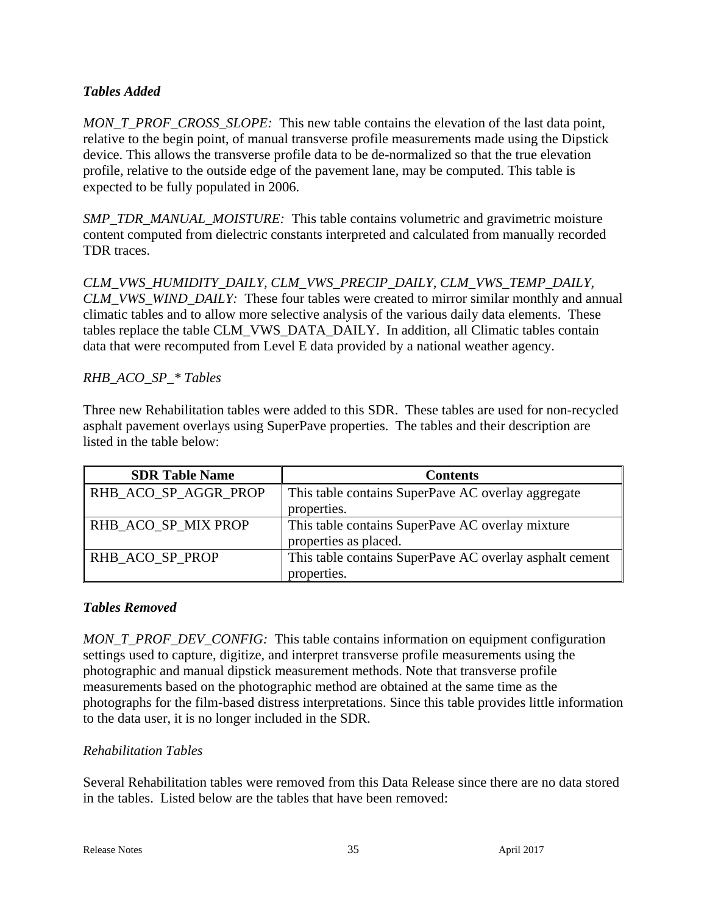### *Tables Added*

*MON_T_PROF_CROSS_SLOPE:* This new table contains the elevation of the last data point, relative to the begin point, of manual transverse profile measurements made using the Dipstick device. This allows the transverse profile data to be de-normalized so that the true elevation profile, relative to the outside edge of the pavement lane, may be computed. This table is expected to be fully populated in 2006.

*SMP_TDR_MANUAL_MOISTURE:* This table contains volumetric and gravimetric moisture content computed from dielectric constants interpreted and calculated from manually recorded TDR traces.

*CLM_VWS_HUMIDITY_DAILY, CLM_VWS_PRECIP_DAILY, CLM_VWS_TEMP_DAILY, CLM_VWS_WIND_DAILY:* These four tables were created to mirror similar monthly and annual climatic tables and to allow more selective analysis of the various daily data elements. These tables replace the table CLM_VWS_DATA_DAILY. In addition, all Climatic tables contain data that were recomputed from Level E data provided by a national weather agency.

*RHB_ACO_SP_* Tables*

Three new Rehabilitation tables were added to this SDR. These tables are used for non-recycled asphalt pavement overlays using SuperPave properties. The tables and their description are listed in the table below:

| SDR Table Name | Contents |
| --- | --- |
| RHB_ACO_SP_AGGR_PROP | This table contains SuperPave AC overlay aggregate properties. |
| RHB_ACO_SP_MIX PROP | This table contains SuperPave AC overlay mixture properties as placed. |
| RHB_ACO_SP_PROP | This table contains SuperPave AC overlay asphalt cement properties. |

### *Tables Removed*

*MON_T_PROF_DEV_CONFIG:* This table contains information on equipment configuration settings used to capture, digitize, and interpret transverse profile measurements using the photographic and manual dipstick measurement methods. Note that transverse profile measurements based on the photographic method are obtained at the same time as the photographs for the film-based distress interpretations. Since this table provides little information to the data user, it is no longer included in the SDR.

*Rehabilitation Tables*

Several Rehabilitation tables were removed from this Data Release since there are no data stored in the tables. Listed below are the tables that have been removed: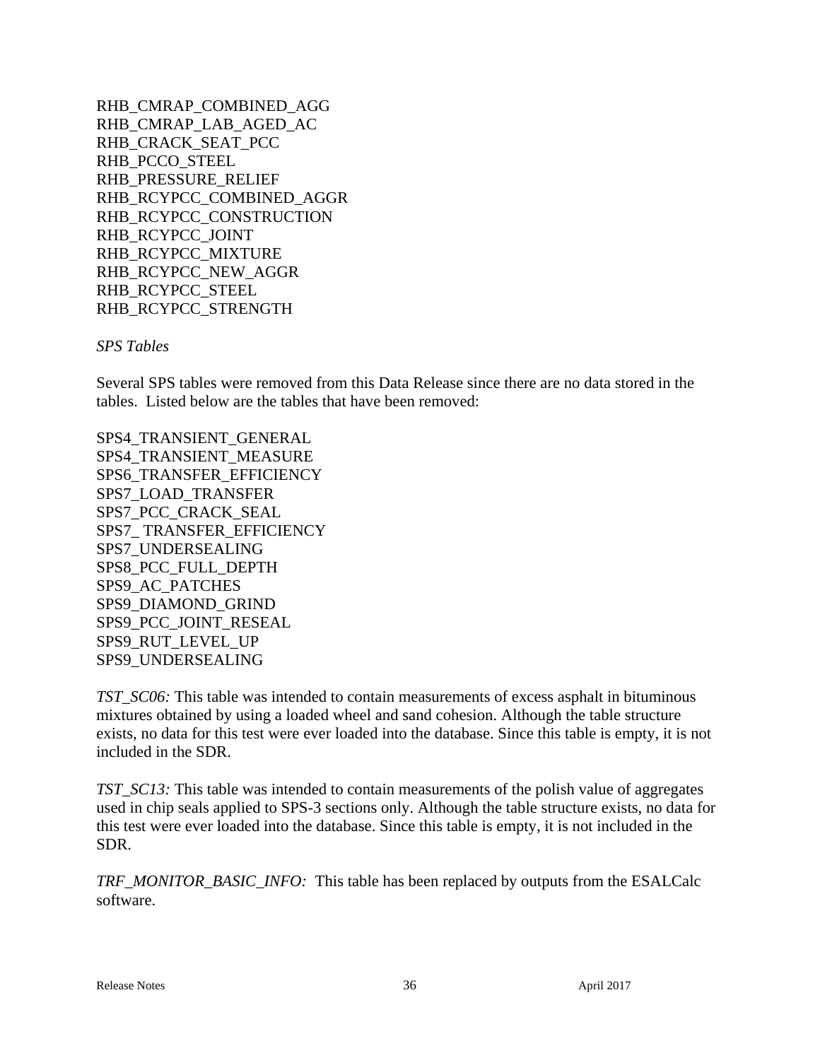RHB_CMRAP_COMBINED_AGG
RHB_CMRAP_LAB_AGED_AC
RHB_CRACK_SEAT_PCC
RHB_PCCO_STEEL
RHB_PRESSURE_RELIEF
RHB_RCYPCC_COMBINED_AGGR
RHB_RCYPCC_CONSTRUCTION
RHB_RCYPCC_JOINT
RHB_RCYPCC_MIXTURE
RHB_RCYPCC_NEW_AGGR
RHB_RCYPCC_STEEL
RHB_RCYPCC_STRENGTH

*SPS Tables*

Several SPS tables were removed from this Data Release since there are no data stored in the tables. Listed below are the tables that have been removed:

SPS4_TRANSIENT_GENERAL
SPS4_TRANSIENT_MEASURE
SPS6_TRANSFER_EFFICIENCY
SPS7_LOAD_TRANSFER
SPS7_PCC_CRACK_SEAL
SPS7_ TRANSFER_EFFICIENCY
SPS7_UNDERSEALING
SPS8_PCC_FULL_DEPTH
SPS9_AC_PATCHES
SPS9_DIAMOND_GRIND
SPS9_PCC_JOINT_RESEAL
SPS9_RUT_LEVEL_UP
SPS9_UNDERSEALING

*TST_SC06:* This table was intended to contain measurements of excess asphalt in bituminous mixtures obtained by using a loaded wheel and sand cohesion. Although the table structure exists, no data for this test were ever loaded into the database. Since this table is empty, it is not included in the SDR.

*TST_SC13:* This table was intended to contain measurements of the polish value of aggregates used in chip seals applied to SPS-3 sections only. Although the table structure exists, no data for this test were ever loaded into the database. Since this table is empty, it is not included in the SDR.

*TRF_MONITOR_BASIC_INFO:* This table has been replaced by outputs from the ESALCalc software.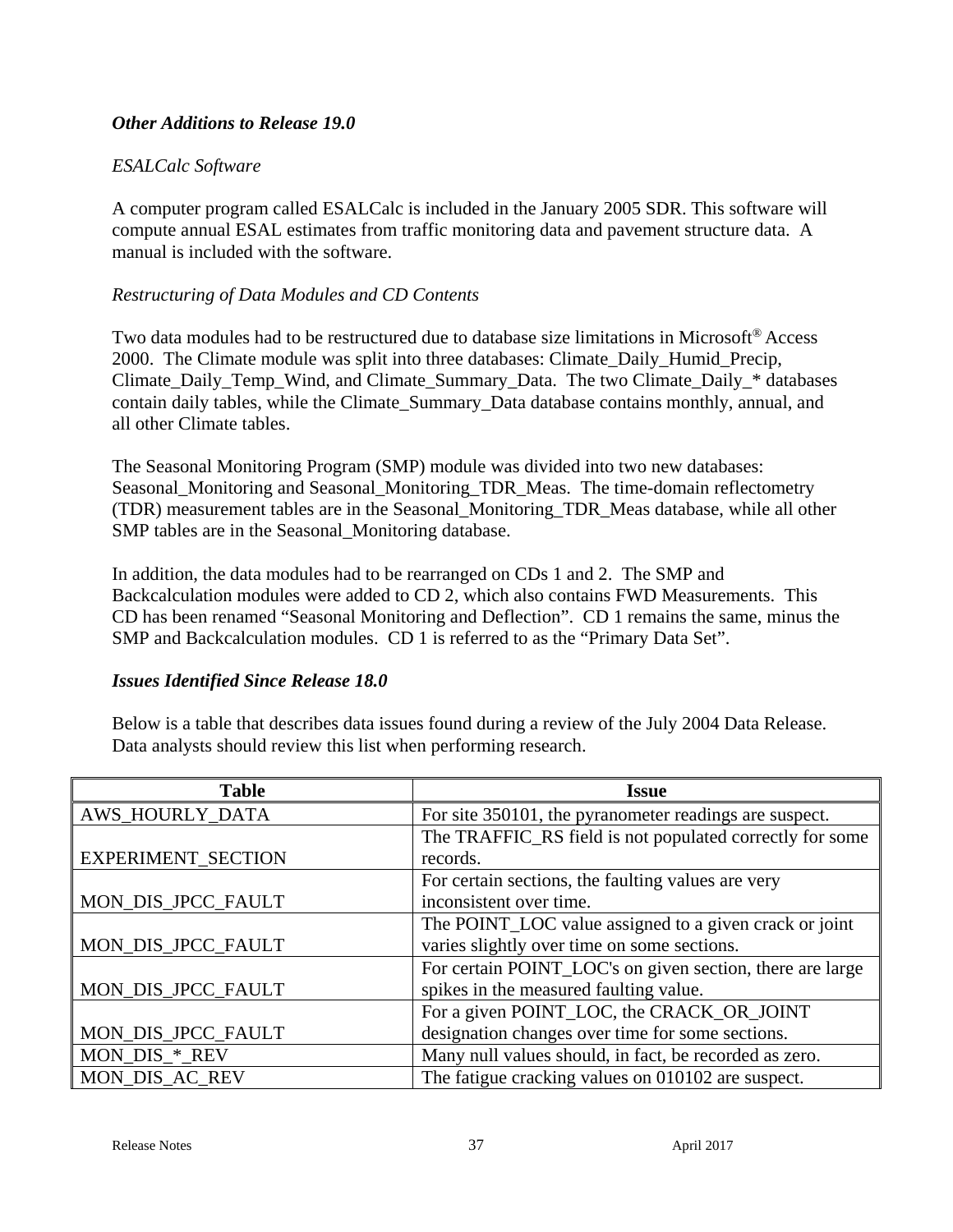### ***Other Additions to Release 19.0***

*ESALCalc Software*

A computer program called ESALCalc is included in the January 2005 SDR. This software will compute annual ESAL estimates from traffic monitoring data and pavement structure data. A manual is included with the software.

*Restructuring of Data Modules and CD Contents*

Two data modules had to be restructured due to database size limitations in Microsoft® Access 2000. The Climate module was split into three databases: Climate_Daily_Humid_Precip, Climate_Daily_Temp_Wind, and Climate_Summary_Data. The two Climate_Daily_* databases contain daily tables, while the Climate_Summary_Data database contains monthly, annual, and all other Climate tables.

The Seasonal Monitoring Program (SMP) module was divided into two new databases: Seasonal_Monitoring and Seasonal_Monitoring_TDR_Meas. The time-domain reflectometry (TDR) measurement tables are in the Seasonal_Monitoring_TDR_Meas database, while all other SMP tables are in the Seasonal_Monitoring database.

In addition, the data modules had to be rearranged on CDs 1 and 2. The SMP and Backcalculation modules were added to CD 2, which also contains FWD Measurements. This CD has been renamed "Seasonal Monitoring and Deflection". CD 1 remains the same, minus the SMP and Backcalculation modules. CD 1 is referred to as the "Primary Data Set".

### ***Issues Identified Since Release 18.0***

Below is a table that describes data issues found during a review of the July 2004 Data Release. Data analysts should review this list when performing research.

| Table | Issue |
|---|---|
| AWS_HOURLY_DATA | For site 350101, the pyranometer readings are suspect. |
| EXPERIMENT_SECTION | The TRAFFIC_RS field is not populated correctly for some records. |
| MON_DIS_JPCC_FAULT | For certain sections, the faulting values are very inconsistent over time. |
| MON_DIS_JPCC_FAULT | The POINT_LOC value assigned to a given crack or joint varies slightly over time on some sections. |
| MON_DIS_JPCC_FAULT | For certain POINT_LOC's on given section, there are large spikes in the measured faulting value. |
| MON_DIS_JPCC_FAULT | For a given POINT_LOC, the CRACK_OR_JOINT designation changes over time for some sections. |
| MON_DIS_*_REV | Many null values should, in fact, be recorded as zero. |
| MON_DIS_AC_REV | The fatigue cracking values on 010102 are suspect. |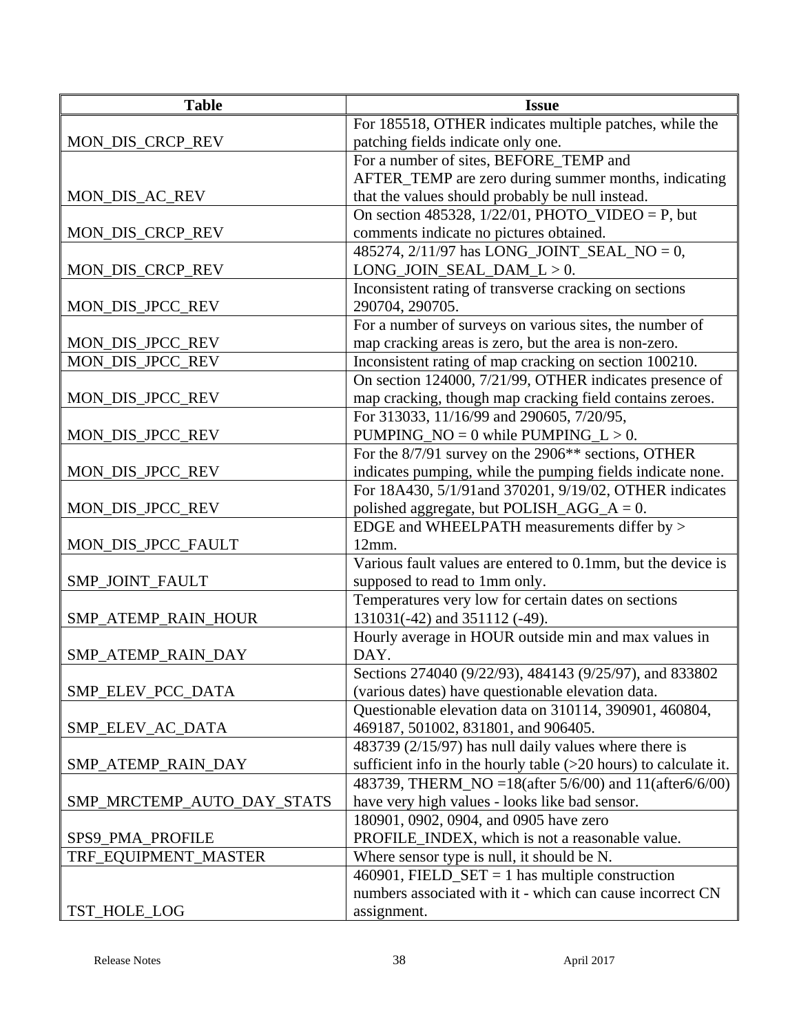| Table | Issue |
|---|---|
| MON_DIS_CRCP_REV | For 185518, OTHER indicates multiple patches, while the patching fields indicate only one. |
| MON_DIS_AC_REV | For a number of sites, BEFORE_TEMP and AFTER_TEMP are zero during summer months, indicating that the values should probably be null instead. |
| MON_DIS_CRCP_REV | On section 485328, 1/22/01, PHOTO_VIDEO = P, but comments indicate no pictures obtained. |
| MON_DIS_CRCP_REV | 485274, 2/11/97 has LONG_JOINT_SEAL_NO = 0, LONG_JOIN_SEAL_DAM_L > 0. |
| MON_DIS_JPCC_REV | Inconsistent rating of transverse cracking on sections 290704, 290705. |
| MON_DIS_JPCC_REV | For a number of surveys on various sites, the number of map cracking areas is zero, but the area is non-zero. |
| MON_DIS_JPCC_REV | Inconsistent rating of map cracking on section 100210. |
| MON_DIS_JPCC_REV | On section 124000, 7/21/99, OTHER indicates presence of map cracking, though map cracking field contains zeroes. |
| MON_DIS_JPCC_REV | For 313033, 11/16/99 and 290605, 7/20/95, PUMPING_NO = 0 while PUMPING_L > 0. |
| MON_DIS_JPCC_REV | For the 8/7/91 survey on the 2906** sections, OTHER indicates pumping, while the pumping fields indicate none. |
| MON_DIS_JPCC_REV | For 18A430, 5/1/91and 370201, 9/19/02, OTHER indicates polished aggregate, but POLISH_AGG_A = 0. |
| MON_DIS_JPCC_FAULT | EDGE and WHEELPATH measurements differ by > 12mm. |
| SMP_JOINT_FAULT | Various fault values are entered to 0.1mm, but the device is supposed to read to 1mm only. |
| SMP_ATEMP_RAIN_HOUR | Temperatures very low for certain dates on sections 131031(-42) and 351112 (-49). |
| SMP_ATEMP_RAIN_DAY | Hourly average in HOUR outside min and max values in DAY. |
| SMP_ELEV_PCC_DATA | Sections 274040 (9/22/93), 484143 (9/25/97), and 833802 (various dates) have questionable elevation data. |
| SMP_ELEV_AC_DATA | Questionable elevation data on 310114, 390901, 460804, 469187, 501002, 831801, and 906405. |
| SMP_ATEMP_RAIN_DAY | 483739 (2/15/97) has null daily values where there is sufficient info in the hourly table (>20 hours) to calculate it. |
| SMP_MRCTEMP_AUTO_DAY_STATS | 483739, THERM_NO =18(after 5/6/00) and 11(after6/6/00) have very high values - looks like bad sensor. |
| SPS9_PMA_PROFILE | 180901, 0902, 0904, and 0905 have zero PROFILE_INDEX, which is not a reasonable value. |
| TRF_EQUIPMENT_MASTER | Where sensor type is null, it should be N. |
| TST_HOLE_LOG | 460901, FIELD_SET = 1 has multiple construction numbers associated with it - which can cause incorrect CN assignment. |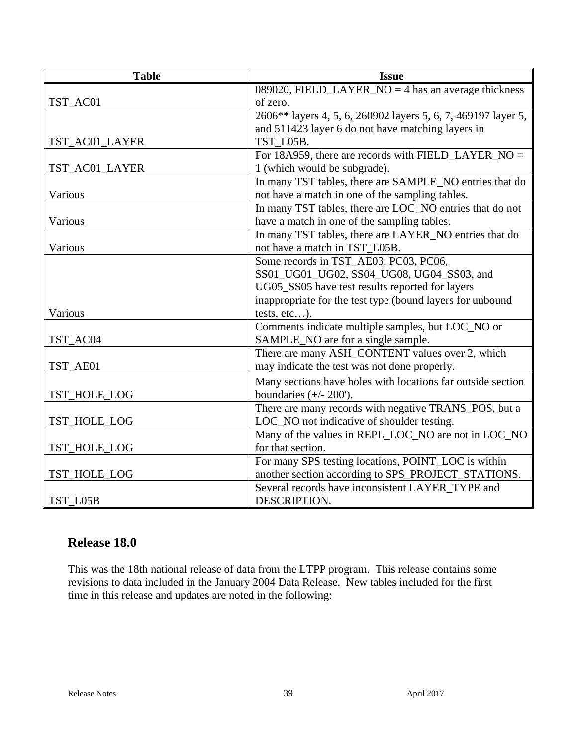| Table | Issue |
|---|---|
| TST_AC01 | 089020, FIELD_LAYER_NO = 4 has an average thickness of zero. |
| TST_AC01_LAYER | 2606** layers 4, 5, 6, 260902 layers 5, 6, 7, 469197 layer 5, and 511423 layer 6 do not have matching layers in TST_L05B. |
| TST_AC01_LAYER | For 18A959, there are records with FIELD_LAYER_NO = 1 (which would be subgrade). |
| Various | In many TST tables, there are SAMPLE_NO entries that do not have a match in one of the sampling tables. |
| Various | In many TST tables, there are LOC_NO entries that do not have a match in one of the sampling tables. |
| Various | In many TST tables, there are LAYER_NO entries that do not have a match in TST_L05B. |
| Various | Some records in TST_AE03, PC03, PC06, SS01_UG01_UG02, SS04_UG08, UG04_SS03, and UG05_SS05 have test results reported for layers inappropriate for the test type (bound layers for unbound tests, etc…). |
| TST_AC04 | Comments indicate multiple samples, but LOC_NO or SAMPLE_NO are for a single sample. |
| TST_AE01 | There are many ASH_CONTENT values over 2, which may indicate the test was not done properly. |
| TST_HOLE_LOG | Many sections have holes with locations far outside section boundaries (+/- 200'). |
| TST_HOLE_LOG | There are many records with negative TRANS_POS, but a LOC_NO not indicative of shoulder testing. |
| TST_HOLE_LOG | Many of the values in REPL_LOC_NO are not in LOC_NO for that section. |
| TST_HOLE_LOG | For many SPS testing locations, POINT_LOC is within another section according to SPS_PROJECT_STATIONS. |
| TST_L05B | Several records have inconsistent LAYER_TYPE and DESCRIPTION. |

## Release 18.0

This was the 18th national release of data from the LTPP program. This release contains some revisions to data included in the January 2004 Data Release. New tables included for the first time in this release and updates are noted in the following: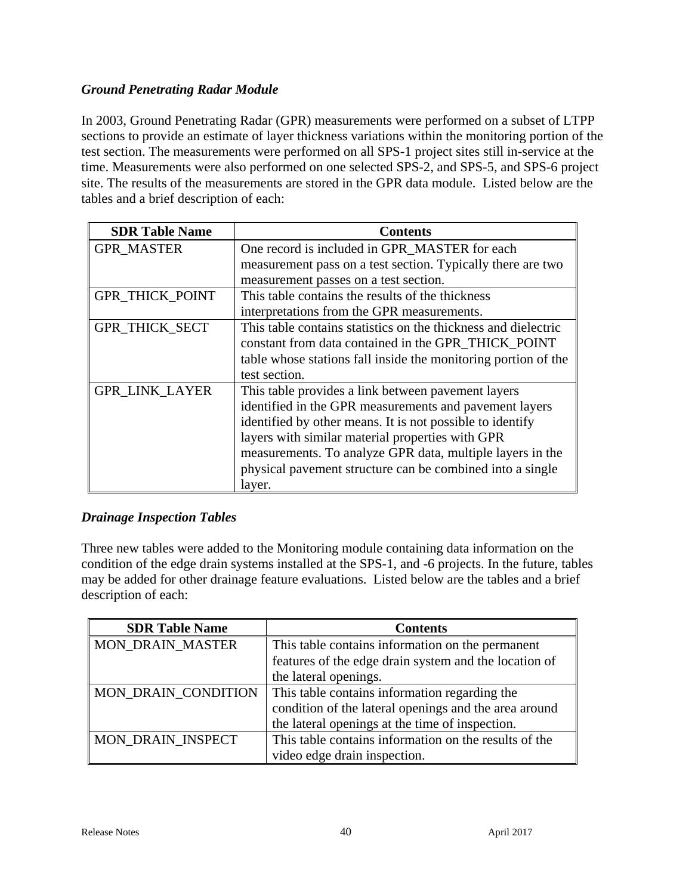### *Ground Penetrating Radar Module*

In 2003, Ground Penetrating Radar (GPR) measurements were performed on a subset of LTPP sections to provide an estimate of layer thickness variations within the monitoring portion of the test section. The measurements were performed on all SPS-1 project sites still in-service at the time. Measurements were also performed on one selected SPS-2, and SPS-5, and SPS-6 project site. The results of the measurements are stored in the GPR data module. Listed below are the tables and a brief description of each:

| SDR Table Name | Contents |
|---|---|
| GPR_MASTER | One record is included in GPR_MASTER for each measurement pass on a test section. Typically there are two measurement passes on a test section. |
| GPR_THICK_POINT | This table contains the results of the thickness interpretations from the GPR measurements. |
| GPR_THICK_SECT | This table contains statistics on the thickness and dielectric constant from data contained in the GPR_THICK_POINT table whose stations fall inside the monitoring portion of the test section. |
| GPR_LINK_LAYER | This table provides a link between pavement layers identified in the GPR measurements and pavement layers identified by other means. It is not possible to identify layers with similar material properties with GPR measurements. To analyze GPR data, multiple layers in the physical pavement structure can be combined into a single layer. |

### *Drainage Inspection Tables*

Three new tables were added to the Monitoring module containing data information on the condition of the edge drain systems installed at the SPS-1, and -6 projects. In the future, tables may be added for other drainage feature evaluations. Listed below are the tables and a brief description of each:

| SDR Table Name | Contents |
|---|---|
| MON_DRAIN_MASTER | This table contains information on the permanent features of the edge drain system and the location of the lateral openings. |
| MON_DRAIN_CONDITION | This table contains information regarding the condition of the lateral openings and the area around the lateral openings at the time of inspection. |
| MON_DRAIN_INSPECT | This table contains information on the results of the video edge drain inspection. |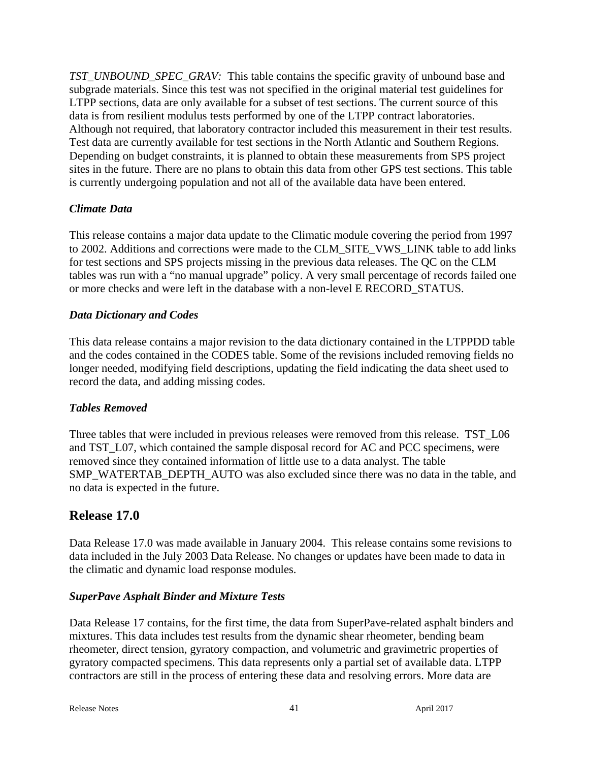*TST_UNBOUND_SPEC_GRAV:* This table contains the specific gravity of unbound base and subgrade materials. Since this test was not specified in the original material test guidelines for LTPP sections, data are only available for a subset of test sections. The current source of this data is from resilient modulus tests performed by one of the LTPP contract laboratories. Although not required, that laboratory contractor included this measurement in their test results. Test data are currently available for test sections in the North Atlantic and Southern Regions. Depending on budget constraints, it is planned to obtain these measurements from SPS project sites in the future. There are no plans to obtain this data from other GPS test sections. This table is currently undergoing population and not all of the available data have been entered.

### *Climate Data*

This release contains a major data update to the Climatic module covering the period from 1997 to 2002. Additions and corrections were made to the CLM_SITE_VWS_LINK table to add links for test sections and SPS projects missing in the previous data releases. The QC on the CLM tables was run with a "no manual upgrade" policy. A very small percentage of records failed one or more checks and were left in the database with a non-level E RECORD_STATUS.

### *Data Dictionary and Codes*

This data release contains a major revision to the data dictionary contained in the LTPPDD table and the codes contained in the CODES table. Some of the revisions included removing fields no longer needed, modifying field descriptions, updating the field indicating the data sheet used to record the data, and adding missing codes.

### *Tables Removed*

Three tables that were included in previous releases were removed from this release. TST_L06 and TST_L07, which contained the sample disposal record for AC and PCC specimens, were removed since they contained information of little use to a data analyst. The table SMP_WATERTAB_DEPTH_AUTO was also excluded since there was no data in the table, and no data is expected in the future.

## Release 17.0

Data Release 17.0 was made available in January 2004. This release contains some revisions to data included in the July 2003 Data Release. No changes or updates have been made to data in the climatic and dynamic load response modules.

### *SuperPave Asphalt Binder and Mixture Tests*

Data Release 17 contains, for the first time, the data from SuperPave-related asphalt binders and mixtures. This data includes test results from the dynamic shear rheometer, bending beam rheometer, direct tension, gyratory compaction, and volumetric and gravimetric properties of gyratory compacted specimens. This data represents only a partial set of available data. LTPP contractors are still in the process of entering these data and resolving errors. More data are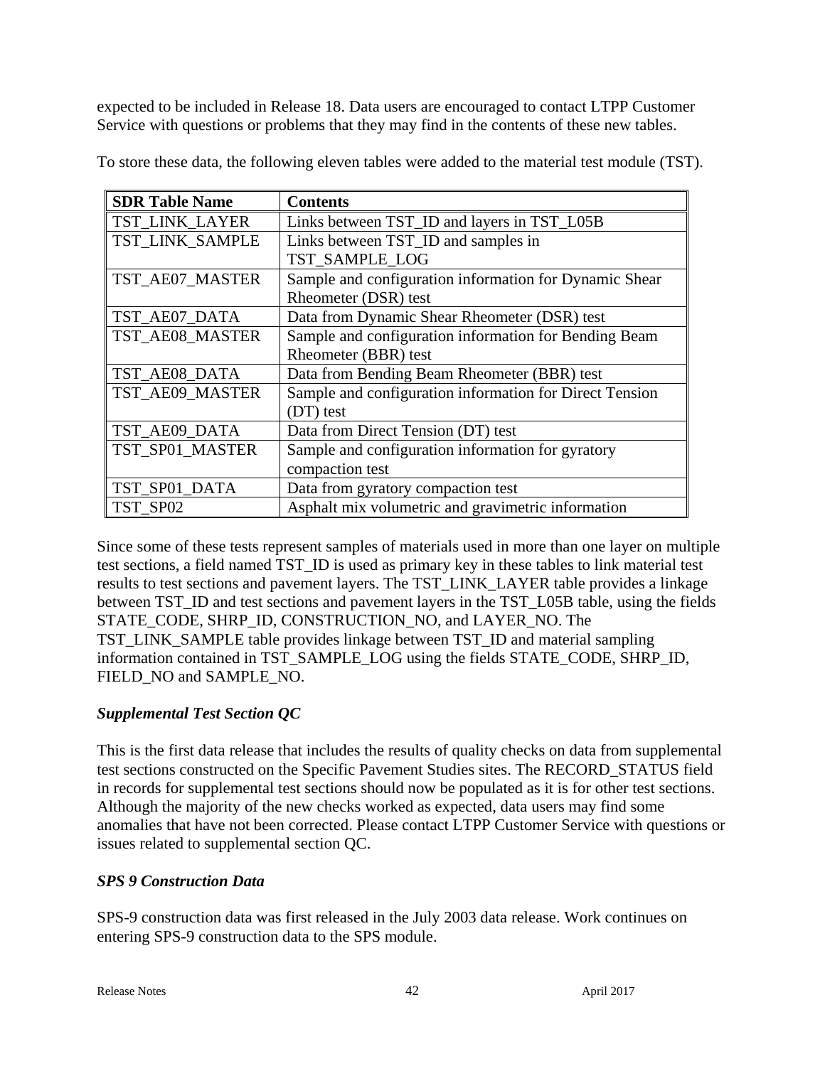expected to be included in Release 18. Data users are encouraged to contact LTPP Customer Service with questions or problems that they may find in the contents of these new tables.

To store these data, the following eleven tables were added to the material test module (TST).

| SDR Table Name | Contents |
|---|---|
| TST_LINK_LAYER | Links between TST_ID and layers in TST_L05B |
| TST_LINK_SAMPLE | Links between TST_ID and samples in TST_SAMPLE_LOG |
| TST_AE07_MASTER | Sample and configuration information for Dynamic Shear Rheometer (DSR) test |
| TST_AE07_DATA | Data from Dynamic Shear Rheometer (DSR) test |
| TST_AE08_MASTER | Sample and configuration information for Bending Beam Rheometer (BBR) test |
| TST_AE08_DATA | Data from Bending Beam Rheometer (BBR) test |
| TST_AE09_MASTER | Sample and configuration information for Direct Tension (DT) test |
| TST_AE09_DATA | Data from Direct Tension (DT) test |
| TST_SP01_MASTER | Sample and configuration information for gyratory compaction test |
| TST_SP01_DATA | Data from gyratory compaction test |
| TST_SP02 | Asphalt mix volumetric and gravimetric information |

Since some of these tests represent samples of materials used in more than one layer on multiple test sections, a field named TST_ID is used as primary key in these tables to link material test results to test sections and pavement layers. The TST_LINK_LAYER table provides a linkage between TST_ID and test sections and pavement layers in the TST_L05B table, using the fields STATE_CODE, SHRP_ID, CONSTRUCTION_NO, and LAYER_NO. The TST_LINK_SAMPLE table provides linkage between TST_ID and material sampling information contained in TST_SAMPLE_LOG using the fields STATE_CODE, SHRP_ID, FIELD_NO and SAMPLE_NO.

### *Supplemental Test Section QC*

This is the first data release that includes the results of quality checks on data from supplemental test sections constructed on the Specific Pavement Studies sites. The RECORD_STATUS field in records for supplemental test sections should now be populated as it is for other test sections. Although the majority of the new checks worked as expected, data users may find some anomalies that have not been corrected. Please contact LTPP Customer Service with questions or issues related to supplemental section QC.

### *SPS 9 Construction Data*

SPS-9 construction data was first released in the July 2003 data release. Work continues on entering SPS-9 construction data to the SPS module.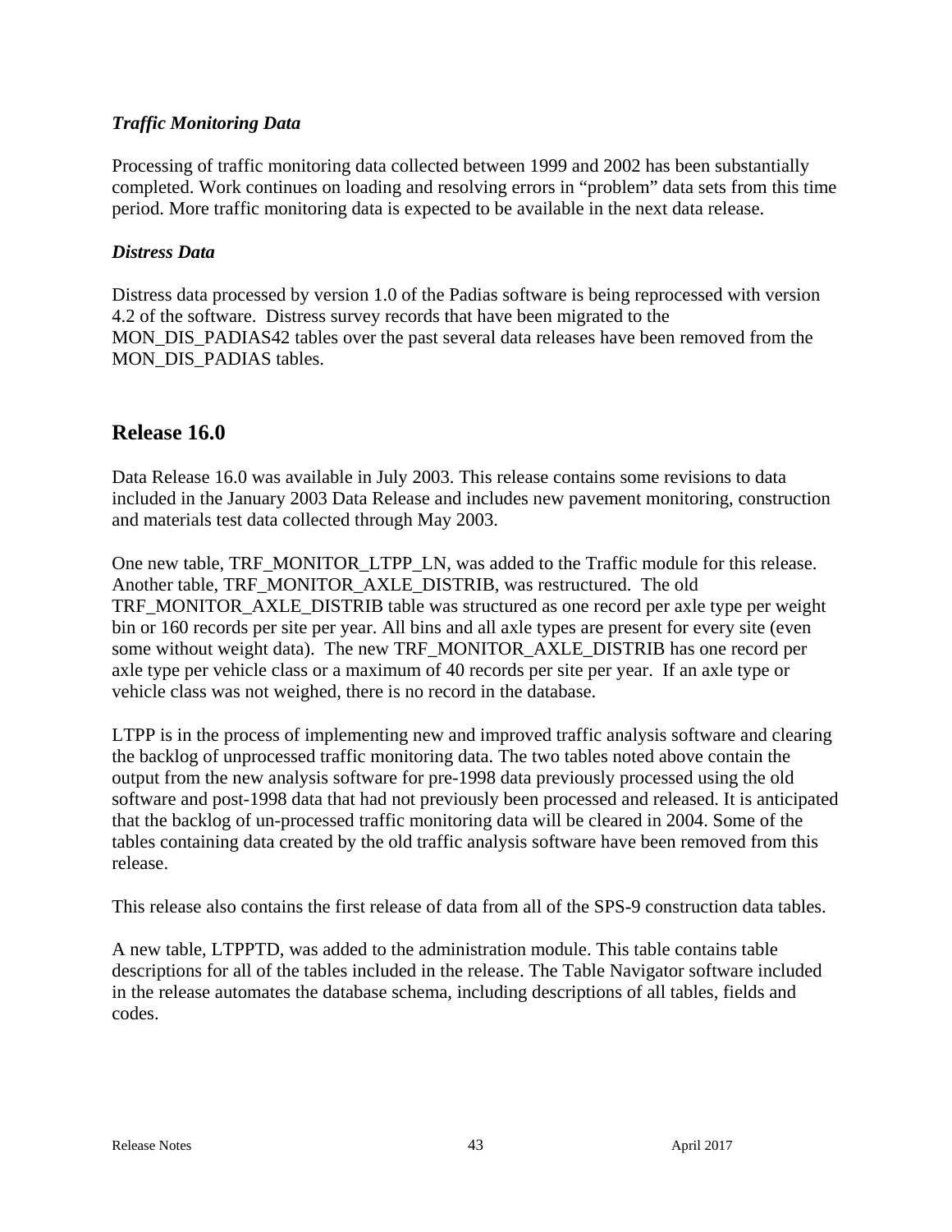### *Traffic Monitoring Data*

Processing of traffic monitoring data collected between 1999 and 2002 has been substantially completed. Work continues on loading and resolving errors in "problem" data sets from this time period. More traffic monitoring data is expected to be available in the next data release.

### *Distress Data*

Distress data processed by version 1.0 of the Padias software is being reprocessed with version 4.2 of the software. Distress survey records that have been migrated to the MON_DIS_PADIAS42 tables over the past several data releases have been removed from the MON_DIS_PADIAS tables.

## Release 16.0

Data Release 16.0 was available in July 2003. This release contains some revisions to data included in the January 2003 Data Release and includes new pavement monitoring, construction and materials test data collected through May 2003.

One new table, TRF_MONITOR_LTPP_LN, was added to the Traffic module for this release. Another table, TRF_MONITOR_AXLE_DISTRIB, was restructured. The old TRF_MONITOR_AXLE_DISTRIB table was structured as one record per axle type per weight bin or 160 records per site per year. All bins and all axle types are present for every site (even some without weight data). The new TRF_MONITOR_AXLE_DISTRIB has one record per axle type per vehicle class or a maximum of 40 records per site per year. If an axle type or vehicle class was not weighed, there is no record in the database.

LTPP is in the process of implementing new and improved traffic analysis software and clearing the backlog of unprocessed traffic monitoring data. The two tables noted above contain the output from the new analysis software for pre-1998 data previously processed using the old software and post-1998 data that had not previously been processed and released. It is anticipated that the backlog of un-processed traffic monitoring data will be cleared in 2004. Some of the tables containing data created by the old traffic analysis software have been removed from this release.

This release also contains the first release of data from all of the SPS-9 construction data tables.

A new table, LTPPTD, was added to the administration module. This table contains table descriptions for all of the tables included in the release. The Table Navigator software included in the release automates the database schema, including descriptions of all tables, fields and codes.